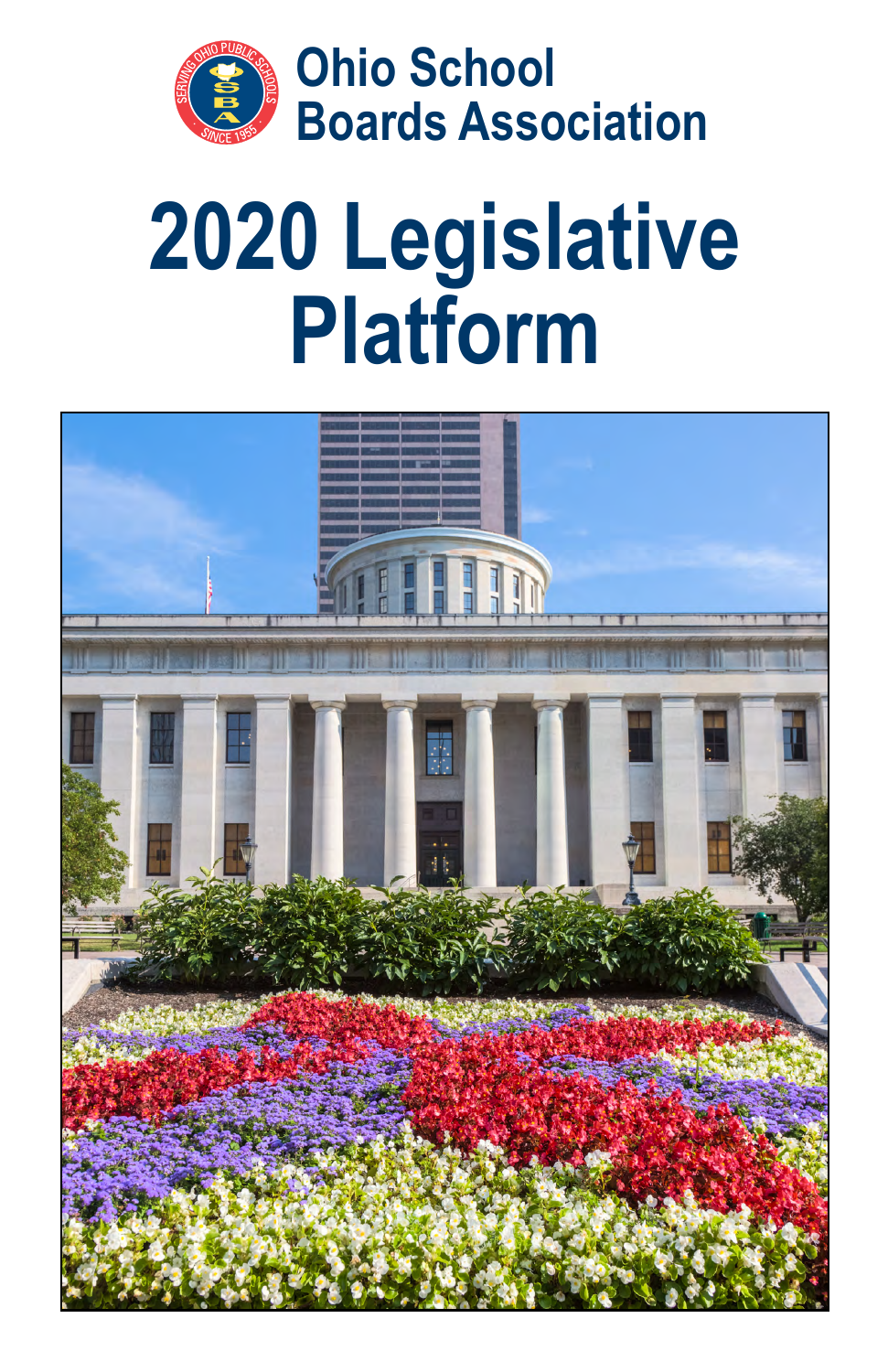Ohio School Boards Association

# 2020 Legislative Platform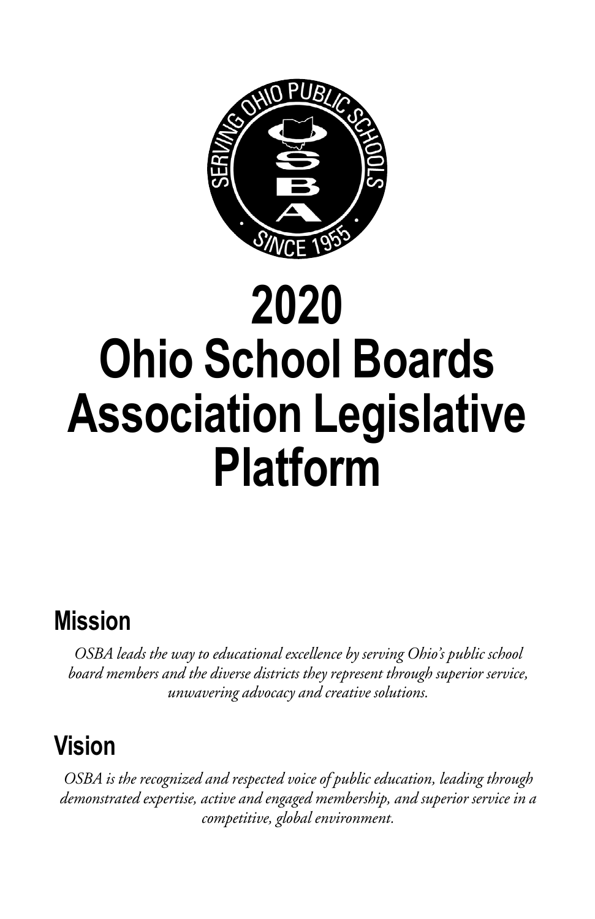# 2020 Ohio School Boards Association Legislative Platform

## Mission

*OSBA leads the way to educational excellence by serving Ohio's public school board members and the diverse districts they represent through superior service, unwavering advocacy and creative solutions.*

## Vision

*OSBA is the recognized and respected voice of public education, leading through demonstrated expertise, active and engaged membership, and superior service in a competitive, global environment.*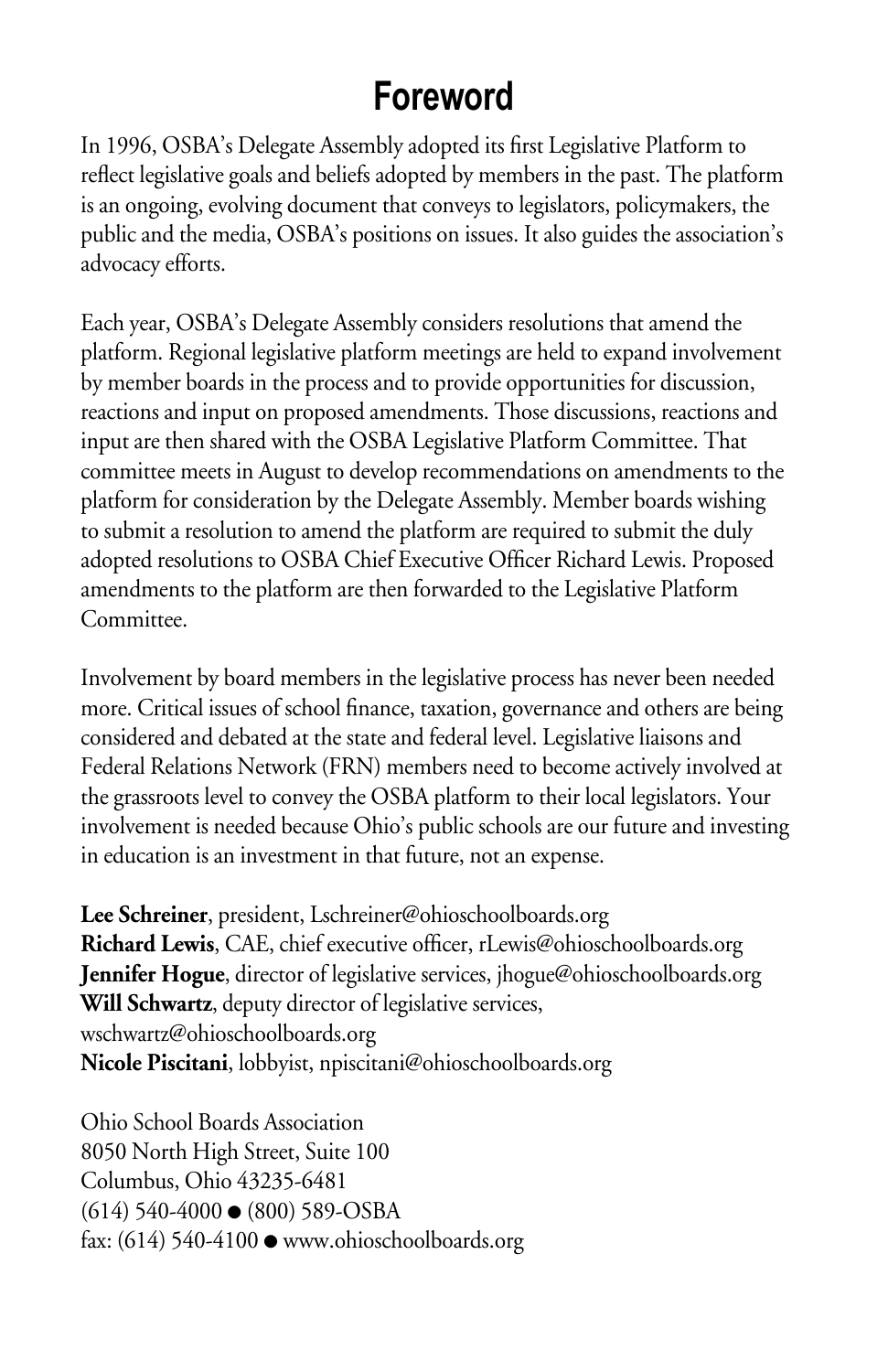# Foreword

In 1996, OSBA's Delegate Assembly adopted its first Legislative Platform to reflect legislative goals and beliefs adopted by members in the past. The platform is an ongoing, evolving document that conveys to legislators, policymakers, the public and the media, OSBA's positions on issues. It also guides the association's advocacy efforts.

Each year, OSBA's Delegate Assembly considers resolutions that amend the platform. Regional legislative platform meetings are held to expand involvement by member boards in the process and to provide opportunities for discussion, reactions and input on proposed amendments. Those discussions, reactions and input are then shared with the OSBA Legislative Platform Committee. That committee meets in August to develop recommendations on amendments to the platform for consideration by the Delegate Assembly. Member boards wishing to submit a resolution to amend the platform are required to submit the duly adopted resolutions to OSBA Chief Executive Officer Richard Lewis. Proposed amendments to the platform are then forwarded to the Legislative Platform Committee.

Involvement by board members in the legislative process has never been needed more. Critical issues of school finance, taxation, governance and others are being considered and debated at the state and federal level. Legislative liaisons and Federal Relations Network (FRN) members need to become actively involved at the grassroots level to convey the OSBA platform to their local legislators. Your involvement is needed because Ohio's public schools are our future and investing in education is an investment in that future, not an expense.

**Lee Schreiner**, president, Lschreiner@ohioschoolboards.org
**Richard Lewis**, CAE, chief executive officer, rLewis@ohioschoolboards.org
**Jennifer Hogue**, director of legislative services, jhogue@ohioschoolboards.org
**Will Schwartz**, deputy director of legislative services, wschwartz@ohioschoolboards.org
**Nicole Piscitani**, lobbyist, npiscitani@ohioschoolboards.org

Ohio School Boards Association
8050 North High Street, Suite 100
Columbus, Ohio 43235-6481
(614) 540-4000 ● (800) 589-OSBA
fax: (614) 540-4100 ● www.ohioschoolboards.org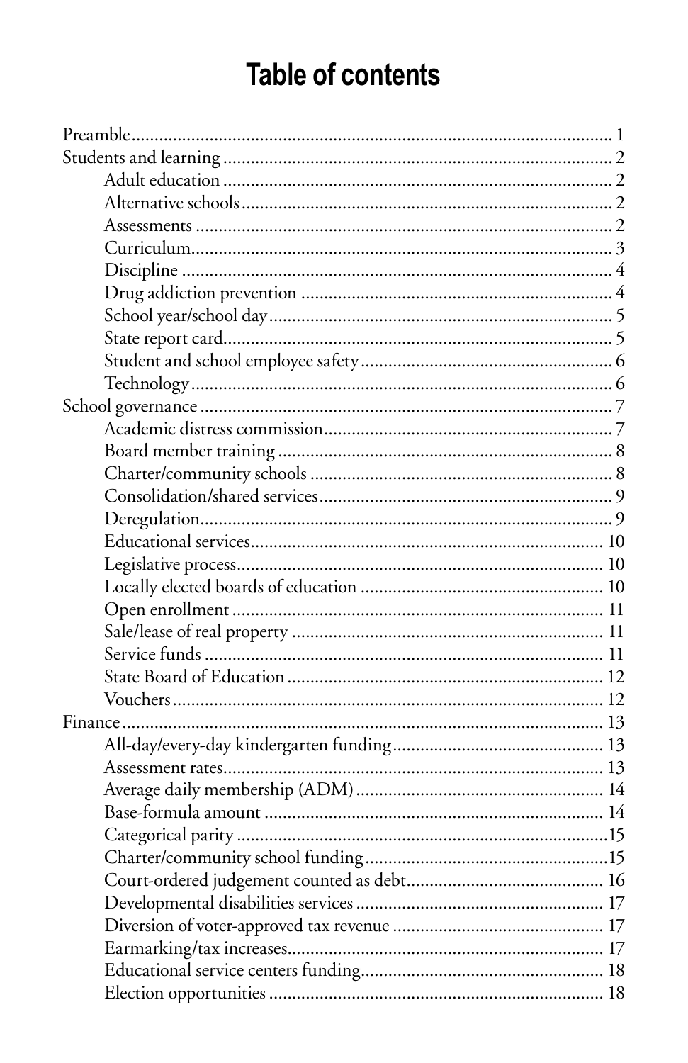# Table of contents

- Preamble .......... 1
- Students and learning .......... 2
  - Adult education .......... 2
  - Alternative schools .......... 2
  - Assessments .......... 2
  - Curriculum .......... 3
  - Discipline .......... 4
  - Drug addiction prevention .......... 4
  - School year/school day .......... 5
  - State report card .......... 5
  - Student and school employee safety .......... 6
  - Technology .......... 6
- School governance .......... 7
  - Academic distress commission .......... 7
  - Board member training .......... 8
  - Charter/community schools .......... 8
  - Consolidation/shared services .......... 9
  - Deregulation .......... 9
  - Educational services .......... 10
  - Legislative process .......... 10
  - Locally elected boards of education .......... 10
  - Open enrollment .......... 11
  - Sale/lease of real property .......... 11
  - Service funds .......... 11
  - State Board of Education .......... 12
  - Vouchers .......... 12
- Finance .......... 13
  - All-day/every-day kindergarten funding .......... 13
  - Assessment rates .......... 13
  - Average daily membership (ADM) .......... 14
  - Base-formula amount .......... 14
  - Categorical parity .......... 15
  - Charter/community school funding .......... 15
  - Court-ordered judgement counted as debt .......... 16
  - Developmental disabilities services .......... 17
  - Diversion of voter-approved tax revenue .......... 17
  - Earmarking/tax increases .......... 17
  - Educational service centers funding .......... 18
  - Election opportunities .......... 18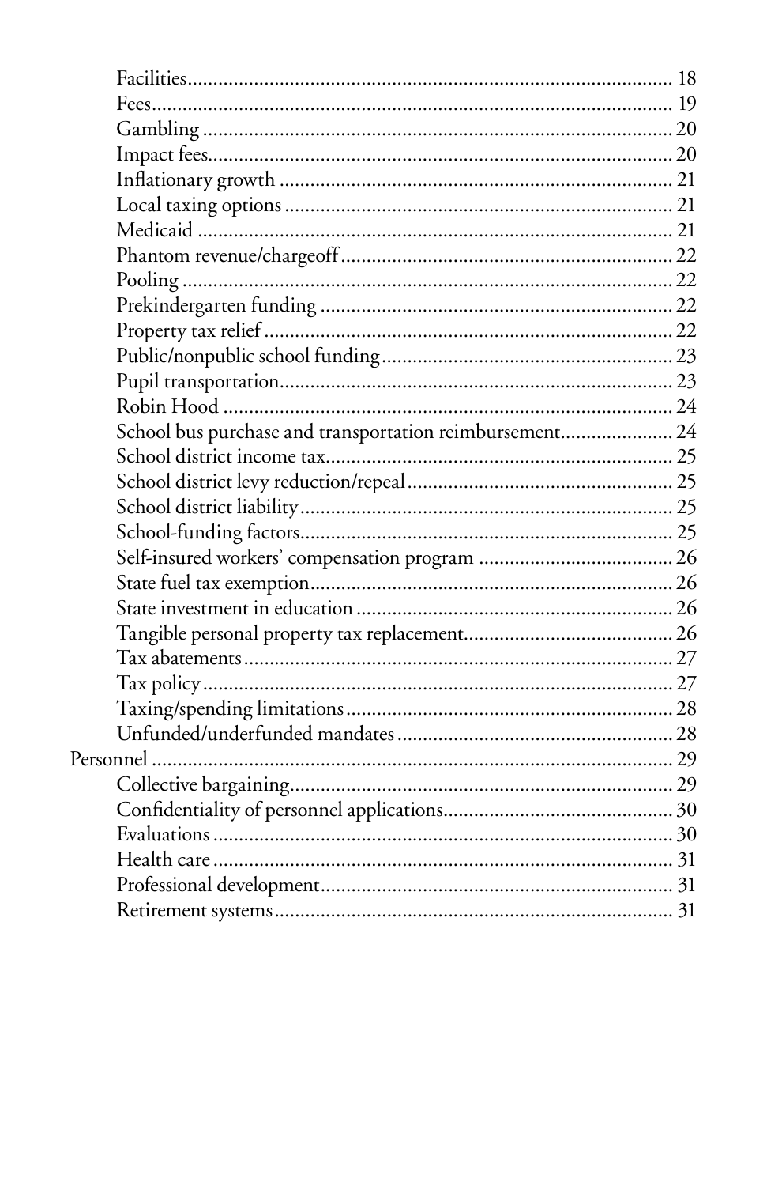- Facilities ........ 18
- Fees ........ 19
- Gambling ........ 20
- Impact fees ........ 20
- Inflationary growth ........ 21
- Local taxing options ........ 21
- Medicaid ........ 21
- Phantom revenue/chargeoff ........ 22
- Pooling ........ 22
- Prekindergarten funding ........ 22
- Property tax relief ........ 22
- Public/nonpublic school funding ........ 23
- Pupil transportation ........ 23
- Robin Hood ........ 24
- School bus purchase and transportation reimbursement ........ 24
- School district income tax ........ 25
- School district levy reduction/repeal ........ 25
- School district liability ........ 25
- School-funding factors ........ 25
- Self-insured workers' compensation program ........ 26
- State fuel tax exemption ........ 26
- State investment in education ........ 26
- Tangible personal property tax replacement ........ 26
- Tax abatements ........ 27
- Tax policy ........ 27
- Taxing/spending limitations ........ 28
- Unfunded/underfunded mandates ........ 28

Personnel ........ 29

- Collective bargaining ........ 29
- Confidentiality of personnel applications ........ 30
- Evaluations ........ 30
- Health care ........ 31
- Professional development ........ 31
- Retirement systems ........ 31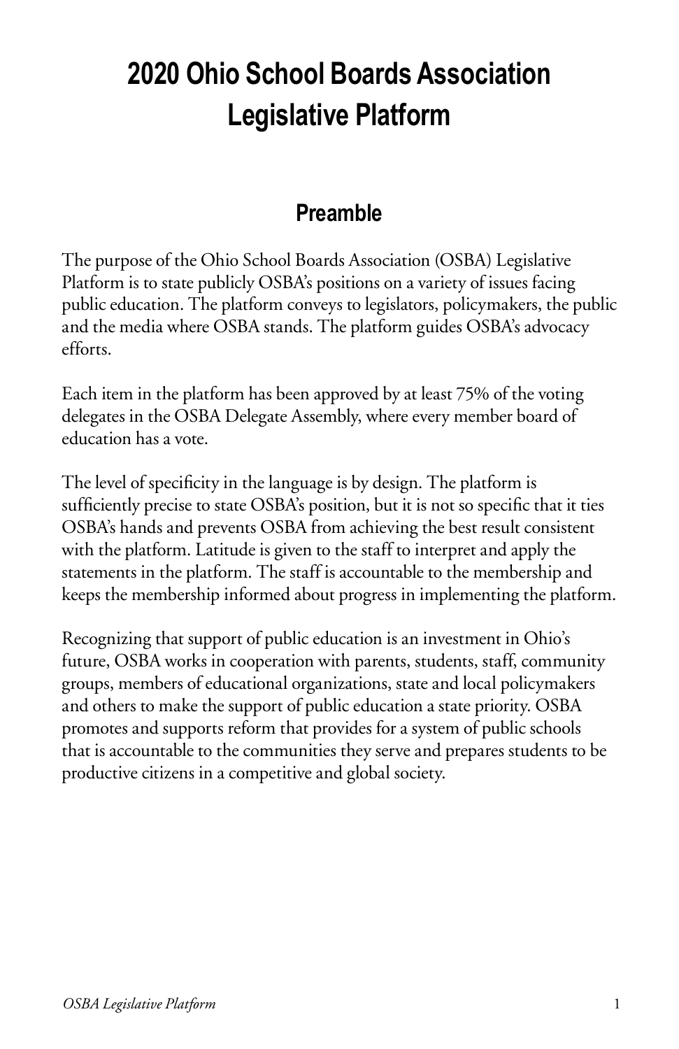# 2020 Ohio School Boards Association Legislative Platform

## Preamble

The purpose of the Ohio School Boards Association (OSBA) Legislative Platform is to state publicly OSBA's positions on a variety of issues facing public education. The platform conveys to legislators, policymakers, the public and the media where OSBA stands. The platform guides OSBA's advocacy efforts.

Each item in the platform has been approved by at least 75% of the voting delegates in the OSBA Delegate Assembly, where every member board of education has a vote.

The level of specificity in the language is by design. The platform is sufficiently precise to state OSBA's position, but it is not so specific that it ties OSBA's hands and prevents OSBA from achieving the best result consistent with the platform. Latitude is given to the staff to interpret and apply the statements in the platform. The staff is accountable to the membership and keeps the membership informed about progress in implementing the platform.

Recognizing that support of public education is an investment in Ohio's future, OSBA works in cooperation with parents, students, staff, community groups, members of educational organizations, state and local policymakers and others to make the support of public education a state priority. OSBA promotes and supports reform that provides for a system of public schools that is accountable to the communities they serve and prepares students to be productive citizens in a competitive and global society.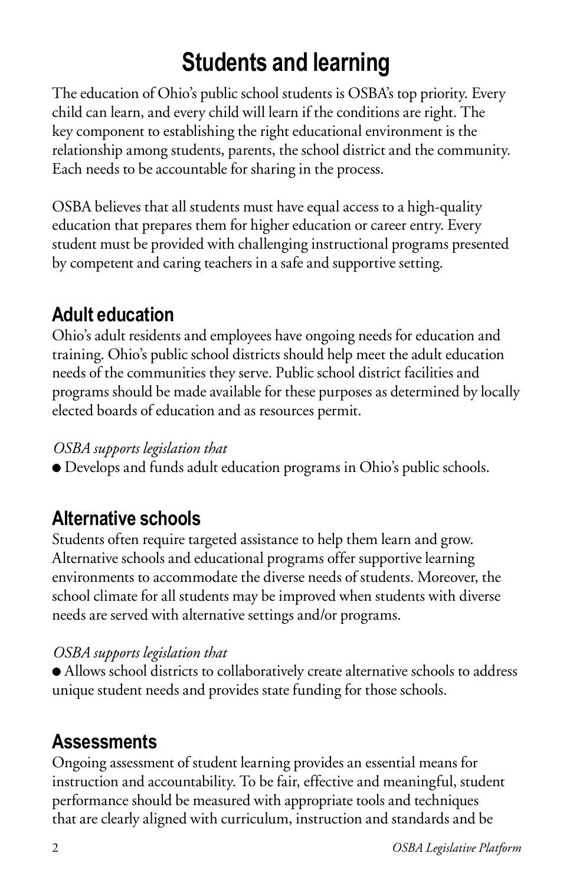# Students and learning

The education of Ohio's public school students is OSBA's top priority. Every child can learn, and every child will learn if the conditions are right. The key component to establishing the right educational environment is the relationship among students, parents, the school district and the community. Each needs to be accountable for sharing in the process.

OSBA believes that all students must have equal access to a high-quality education that prepares them for higher education or career entry. Every student must be provided with challenging instructional programs presented by competent and caring teachers in a safe and supportive setting.

## Adult education

Ohio's adult residents and employees have ongoing needs for education and training. Ohio's public school districts should help meet the adult education needs of the communities they serve. Public school district facilities and programs should be made available for these purposes as determined by locally elected boards of education and as resources permit.

*OSBA supports legislation that*

- Develops and funds adult education programs in Ohio's public schools.

## Alternative schools

Students often require targeted assistance to help them learn and grow. Alternative schools and educational programs offer supportive learning environments to accommodate the diverse needs of students. Moreover, the school climate for all students may be improved when students with diverse needs are served with alternative settings and/or programs.

*OSBA supports legislation that*

- Allows school districts to collaboratively create alternative schools to address unique student needs and provides state funding for those schools.

## Assessments

Ongoing assessment of student learning provides an essential means for instruction and accountability. To be fair, effective and meaningful, student performance should be measured with appropriate tools and techniques that are clearly aligned with curriculum, instruction and standards and be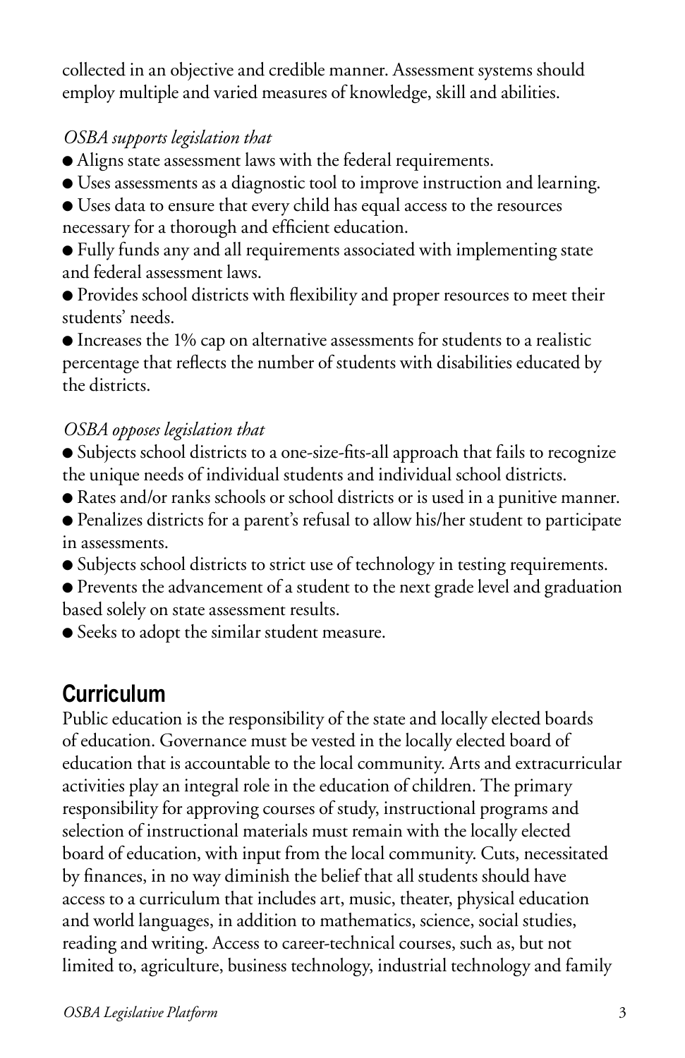collected in an objective and credible manner. Assessment systems should employ multiple and varied measures of knowledge, skill and abilities.

*OSBA supports legislation that*

- Aligns state assessment laws with the federal requirements.
- Uses assessments as a diagnostic tool to improve instruction and learning.
- Uses data to ensure that every child has equal access to the resources necessary for a thorough and efficient education.
- Fully funds any and all requirements associated with implementing state and federal assessment laws.
- Provides school districts with flexibility and proper resources to meet their students' needs.
- Increases the 1% cap on alternative assessments for students to a realistic percentage that reflects the number of students with disabilities educated by the districts.

*OSBA opposes legislation that*

- Subjects school districts to a one-size-fits-all approach that fails to recognize the unique needs of individual students and individual school districts.
- Rates and/or ranks schools or school districts or is used in a punitive manner.
- Penalizes districts for a parent's refusal to allow his/her student to participate in assessments.
- Subjects school districts to strict use of technology in testing requirements.
- Prevents the advancement of a student to the next grade level and graduation based solely on state assessment results.
- Seeks to adopt the similar student measure.

## Curriculum

Public education is the responsibility of the state and locally elected boards of education. Governance must be vested in the locally elected board of education that is accountable to the local community. Arts and extracurricular activities play an integral role in the education of children. The primary responsibility for approving courses of study, instructional programs and selection of instructional materials must remain with the locally elected board of education, with input from the local community. Cuts, necessitated by finances, in no way diminish the belief that all students should have access to a curriculum that includes art, music, theater, physical education and world languages, in addition to mathematics, science, social studies, reading and writing. Access to career-technical courses, such as, but not limited to, agriculture, business technology, industrial technology and family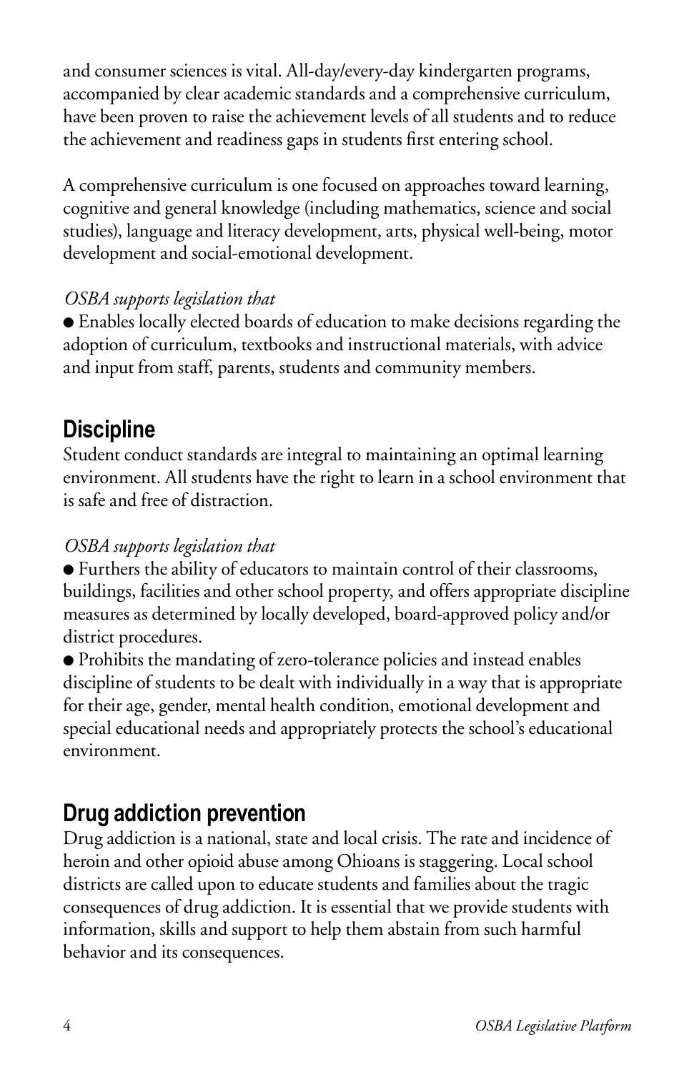and consumer sciences is vital. All-day/every-day kindergarten programs, accompanied by clear academic standards and a comprehensive curriculum, have been proven to raise the achievement levels of all students and to reduce the achievement and readiness gaps in students first entering school.

A comprehensive curriculum is one focused on approaches toward learning, cognitive and general knowledge (including mathematics, science and social studies), language and literacy development, arts, physical well-being, motor development and social-emotional development.

*OSBA supports legislation that*

- Enables locally elected boards of education to make decisions regarding the adoption of curriculum, textbooks and instructional materials, with advice and input from staff, parents, students and community members.

## Discipline

Student conduct standards are integral to maintaining an optimal learning environment. All students have the right to learn in a school environment that is safe and free of distraction.

*OSBA supports legislation that*

- Furthers the ability of educators to maintain control of their classrooms, buildings, facilities and other school property, and offers appropriate discipline measures as determined by locally developed, board-approved policy and/or district procedures.
- Prohibits the mandating of zero-tolerance policies and instead enables discipline of students to be dealt with individually in a way that is appropriate for their age, gender, mental health condition, emotional development and special educational needs and appropriately protects the school's educational environment.

## Drug addiction prevention

Drug addiction is a national, state and local crisis. The rate and incidence of heroin and other opioid abuse among Ohioans is staggering. Local school districts are called upon to educate students and families about the tragic consequences of drug addiction. It is essential that we provide students with information, skills and support to help them abstain from such harmful behavior and its consequences.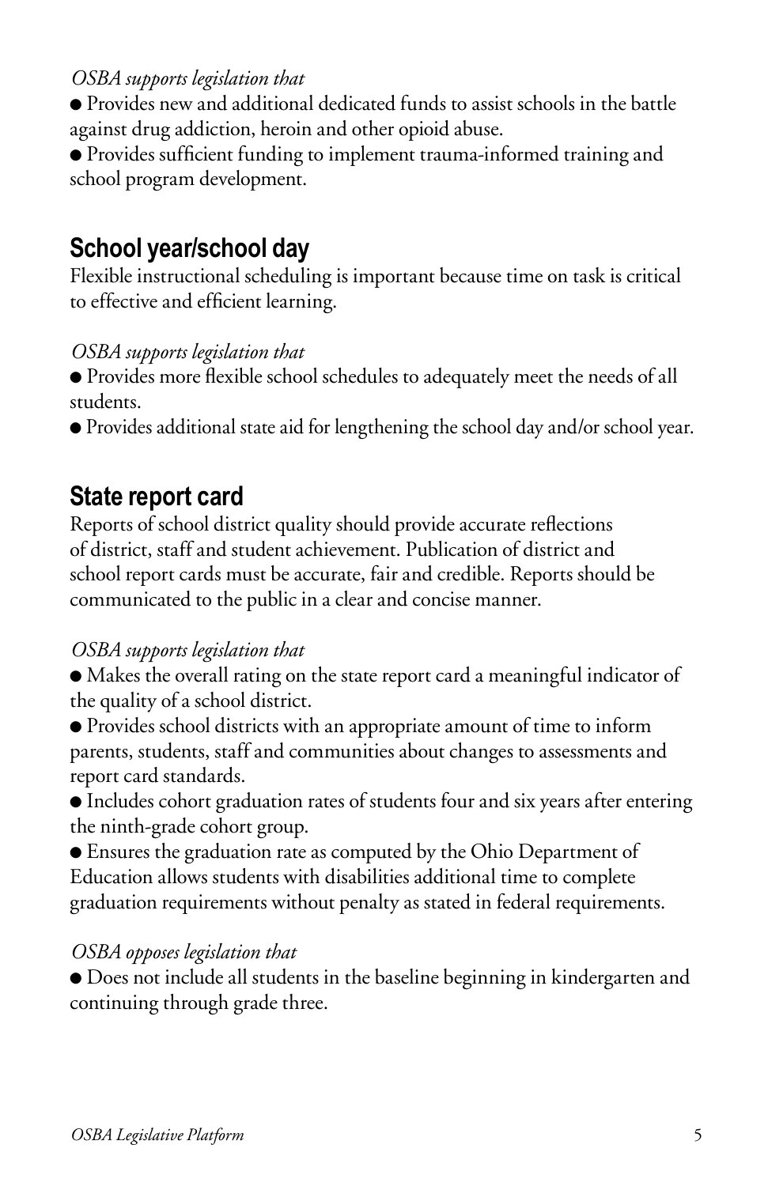*OSBA supports legislation that*

- Provides new and additional dedicated funds to assist schools in the battle against drug addiction, heroin and other opioid abuse.
- Provides sufficient funding to implement trauma-informed training and school program development.

## School year/school day

Flexible instructional scheduling is important because time on task is critical to effective and efficient learning.

*OSBA supports legislation that*

- Provides more flexible school schedules to adequately meet the needs of all students.
- Provides additional state aid for lengthening the school day and/or school year.

## State report card

Reports of school district quality should provide accurate reflections of district, staff and student achievement. Publication of district and school report cards must be accurate, fair and credible. Reports should be communicated to the public in a clear and concise manner.

*OSBA supports legislation that*

- Makes the overall rating on the state report card a meaningful indicator of the quality of a school district.
- Provides school districts with an appropriate amount of time to inform parents, students, staff and communities about changes to assessments and report card standards.
- Includes cohort graduation rates of students four and six years after entering the ninth-grade cohort group.
- Ensures the graduation rate as computed by the Ohio Department of Education allows students with disabilities additional time to complete graduation requirements without penalty as stated in federal requirements.

*OSBA opposes legislation that*

- Does not include all students in the baseline beginning in kindergarten and continuing through grade three.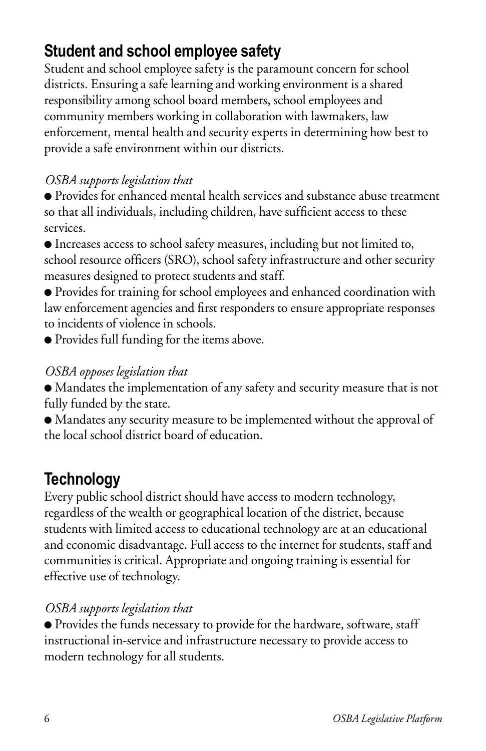## Student and school employee safety

Student and school employee safety is the paramount concern for school districts. Ensuring a safe learning and working environment is a shared responsibility among school board members, school employees and community members working in collaboration with lawmakers, law enforcement, mental health and security experts in determining how best to provide a safe environment within our districts.

*OSBA supports legislation that*

- Provides for enhanced mental health services and substance abuse treatment so that all individuals, including children, have sufficient access to these services.
- Increases access to school safety measures, including but not limited to, school resource officers (SRO), school safety infrastructure and other security measures designed to protect students and staff.
- Provides for training for school employees and enhanced coordination with law enforcement agencies and first responders to ensure appropriate responses to incidents of violence in schools.
- Provides full funding for the items above.

*OSBA opposes legislation that*

- Mandates the implementation of any safety and security measure that is not fully funded by the state.
- Mandates any security measure to be implemented without the approval of the local school district board of education.

## Technology

Every public school district should have access to modern technology, regardless of the wealth or geographical location of the district, because students with limited access to educational technology are at an educational and economic disadvantage. Full access to the internet for students, staff and communities is critical. Appropriate and ongoing training is essential for effective use of technology.

*OSBA supports legislation that*

- Provides the funds necessary to provide for the hardware, software, staff instructional in-service and infrastructure necessary to provide access to modern technology for all students.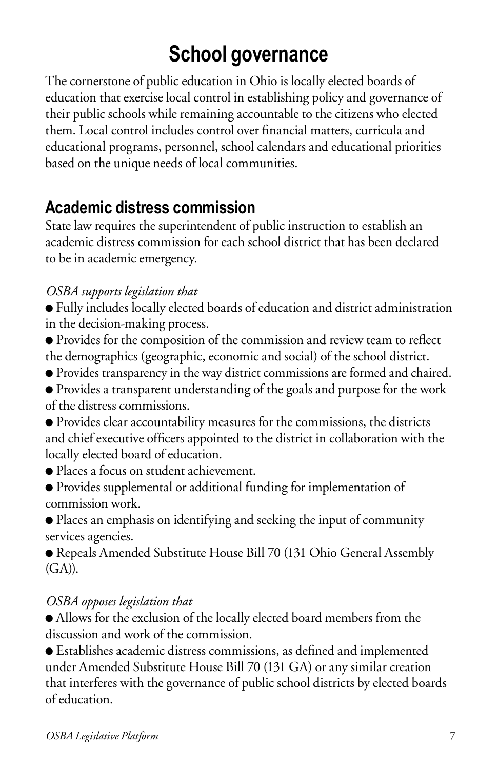# School governance

The cornerstone of public education in Ohio is locally elected boards of education that exercise local control in establishing policy and governance of their public schools while remaining accountable to the citizens who elected them. Local control includes control over financial matters, curricula and educational programs, personnel, school calendars and educational priorities based on the unique needs of local communities.

## Academic distress commission

State law requires the superintendent of public instruction to establish an academic distress commission for each school district that has been declared to be in academic emergency.

*OSBA supports legislation that*

- Fully includes locally elected boards of education and district administration in the decision-making process.
- Provides for the composition of the commission and review team to reflect the demographics (geographic, economic and social) of the school district.
- Provides transparency in the way district commissions are formed and chaired.
- Provides a transparent understanding of the goals and purpose for the work of the distress commissions.
- Provides clear accountability measures for the commissions, the districts and chief executive officers appointed to the district in collaboration with the locally elected board of education.
- Places a focus on student achievement.
- Provides supplemental or additional funding for implementation of commission work.
- Places an emphasis on identifying and seeking the input of community services agencies.
- Repeals Amended Substitute House Bill 70 (131 Ohio General Assembly (GA)).

*OSBA opposes legislation that*

- Allows for the exclusion of the locally elected board members from the discussion and work of the commission.
- Establishes academic distress commissions, as defined and implemented under Amended Substitute House Bill 70 (131 GA) or any similar creation that interferes with the governance of public school districts by elected boards of education.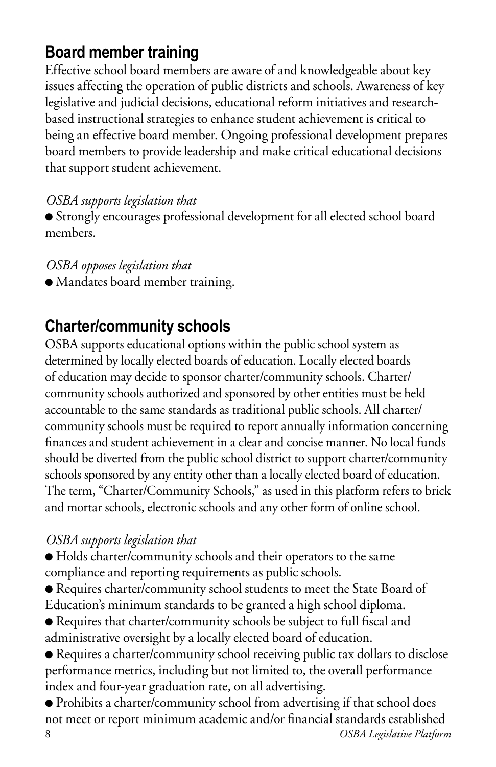## Board member training

Effective school board members are aware of and knowledgeable about key issues affecting the operation of public districts and schools. Awareness of key legislative and judicial decisions, educational reform initiatives and research-based instructional strategies to enhance student achievement is critical to being an effective board member. Ongoing professional development prepares board members to provide leadership and make critical educational decisions that support student achievement.

*OSBA supports legislation that*

- Strongly encourages professional development for all elected school board members.

*OSBA opposes legislation that*

- Mandates board member training.

## Charter/community schools

OSBA supports educational options within the public school system as determined by locally elected boards of education. Locally elected boards of education may decide to sponsor charter/community schools. Charter/community schools authorized and sponsored by other entities must be held accountable to the same standards as traditional public schools. All charter/community schools must be required to report annually information concerning finances and student achievement in a clear and concise manner. No local funds should be diverted from the public school district to support charter/community schools sponsored by any entity other than a locally elected board of education. The term, "Charter/Community Schools," as used in this platform refers to brick and mortar schools, electronic schools and any other form of online school.

*OSBA supports legislation that*

- Holds charter/community schools and their operators to the same compliance and reporting requirements as public schools.
- Requires charter/community school students to meet the State Board of Education's minimum standards to be granted a high school diploma.
- Requires that charter/community schools be subject to full fiscal and administrative oversight by a locally elected board of education.
- Requires a charter/community school receiving public tax dollars to disclose performance metrics, including but not limited to, the overall performance index and four-year graduation rate, on all advertising.
- Prohibits a charter/community school from advertising if that school does not meet or report minimum academic and/or financial standards established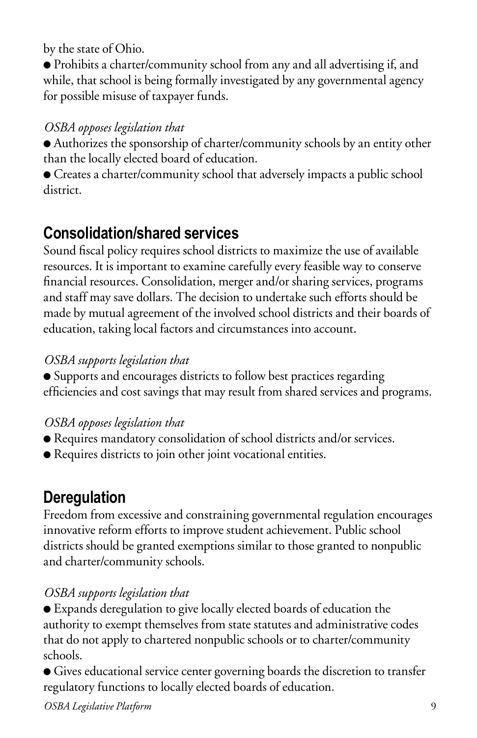by the state of Ohio.

- Prohibits a charter/community school from any and all advertising if, and while, that school is being formally investigated by any governmental agency for possible misuse of taxpayer funds.

*OSBA opposes legislation that*

- Authorizes the sponsorship of charter/community schools by an entity other than the locally elected board of education.
- Creates a charter/community school that adversely impacts a public school district.

## Consolidation/shared services

Sound fiscal policy requires school districts to maximize the use of available resources. It is important to examine carefully every feasible way to conserve financial resources. Consolidation, merger and/or sharing services, programs and staff may save dollars. The decision to undertake such efforts should be made by mutual agreement of the involved school districts and their boards of education, taking local factors and circumstances into account.

*OSBA supports legislation that*

- Supports and encourages districts to follow best practices regarding efficiencies and cost savings that may result from shared services and programs.

*OSBA opposes legislation that*

- Requires mandatory consolidation of school districts and/or services.
- Requires districts to join other joint vocational entities.

## Deregulation

Freedom from excessive and constraining governmental regulation encourages innovative reform efforts to improve student achievement. Public school districts should be granted exemptions similar to those granted to nonpublic and charter/community schools.

*OSBA supports legislation that*

- Expands deregulation to give locally elected boards of education the authority to exempt themselves from state statutes and administrative codes that do not apply to chartered nonpublic schools or to charter/community schools.
- Gives educational service center governing boards the discretion to transfer regulatory functions to locally elected boards of education.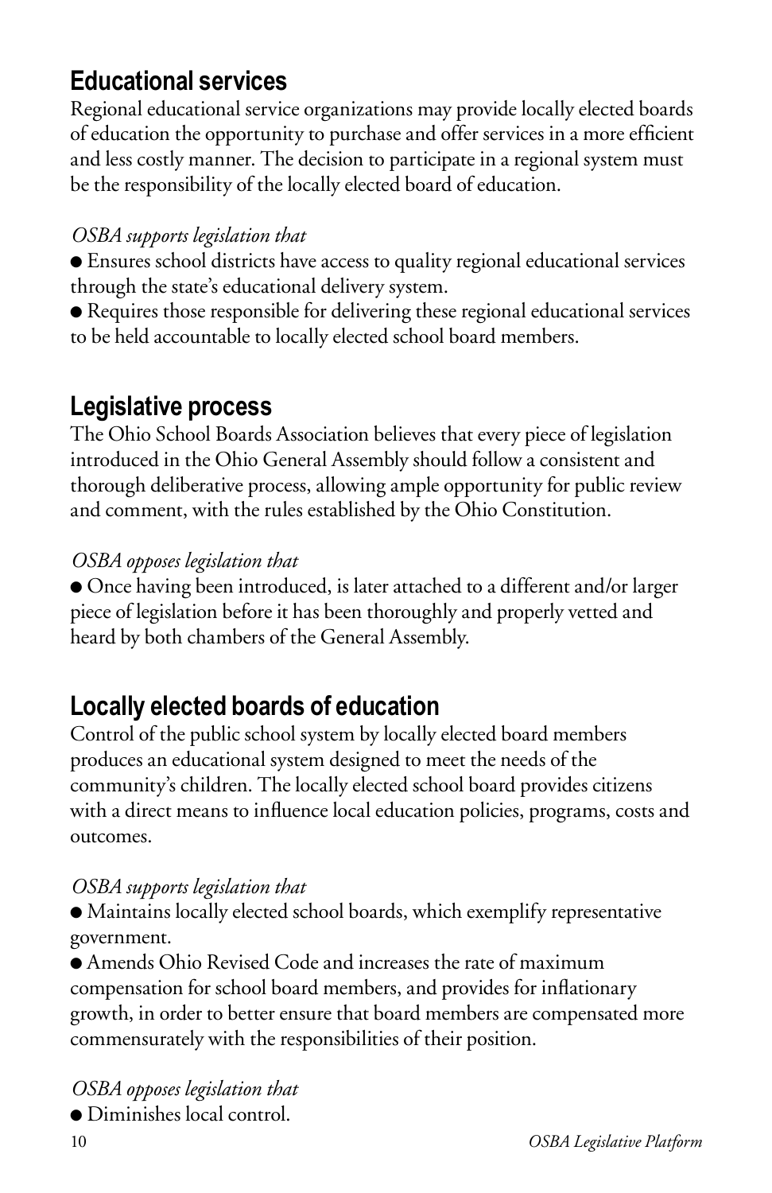## Educational services

Regional educational service organizations may provide locally elected boards of education the opportunity to purchase and offer services in a more efficient and less costly manner. The decision to participate in a regional system must be the responsibility of the locally elected board of education.

*OSBA supports legislation that*

- Ensures school districts have access to quality regional educational services through the state's educational delivery system.
- Requires those responsible for delivering these regional educational services to be held accountable to locally elected school board members.

## Legislative process

The Ohio School Boards Association believes that every piece of legislation introduced in the Ohio General Assembly should follow a consistent and thorough deliberative process, allowing ample opportunity for public review and comment, with the rules established by the Ohio Constitution.

*OSBA opposes legislation that*

- Once having been introduced, is later attached to a different and/or larger piece of legislation before it has been thoroughly and properly vetted and heard by both chambers of the General Assembly.

## Locally elected boards of education

Control of the public school system by locally elected board members produces an educational system designed to meet the needs of the community's children. The locally elected school board provides citizens with a direct means to influence local education policies, programs, costs and outcomes.

*OSBA supports legislation that*

- Maintains locally elected school boards, which exemplify representative government.
- Amends Ohio Revised Code and increases the rate of maximum compensation for school board members, and provides for inflationary growth, in order to better ensure that board members are compensated more commensurately with the responsibilities of their position.

*OSBA opposes legislation that*

- Diminishes local control.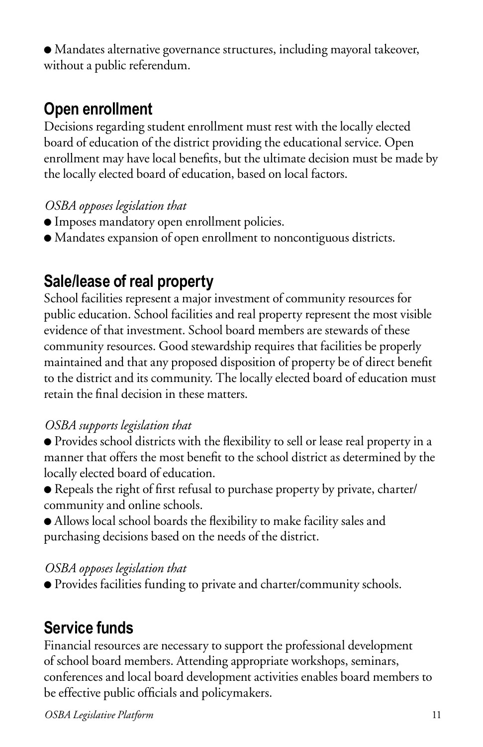- Mandates alternative governance structures, including mayoral takeover, without a public referendum.

## Open enrollment

Decisions regarding student enrollment must rest with the locally elected board of education of the district providing the educational service. Open enrollment may have local benefits, but the ultimate decision must be made by the locally elected board of education, based on local factors.

*OSBA opposes legislation that*

- Imposes mandatory open enrollment policies.
- Mandates expansion of open enrollment to noncontiguous districts.

## Sale/lease of real property

School facilities represent a major investment of community resources for public education. School facilities and real property represent the most visible evidence of that investment. School board members are stewards of these community resources. Good stewardship requires that facilities be properly maintained and that any proposed disposition of property be of direct benefit to the district and its community. The locally elected board of education must retain the final decision in these matters.

*OSBA supports legislation that*

- Provides school districts with the flexibility to sell or lease real property in a manner that offers the most benefit to the school district as determined by the locally elected board of education.
- Repeals the right of first refusal to purchase property by private, charter/community and online schools.
- Allows local school boards the flexibility to make facility sales and purchasing decisions based on the needs of the district.

*OSBA opposes legislation that*

- Provides facilities funding to private and charter/community schools.

## Service funds

Financial resources are necessary to support the professional development of school board members. Attending appropriate workshops, seminars, conferences and local board development activities enables board members to be effective public officials and policymakers.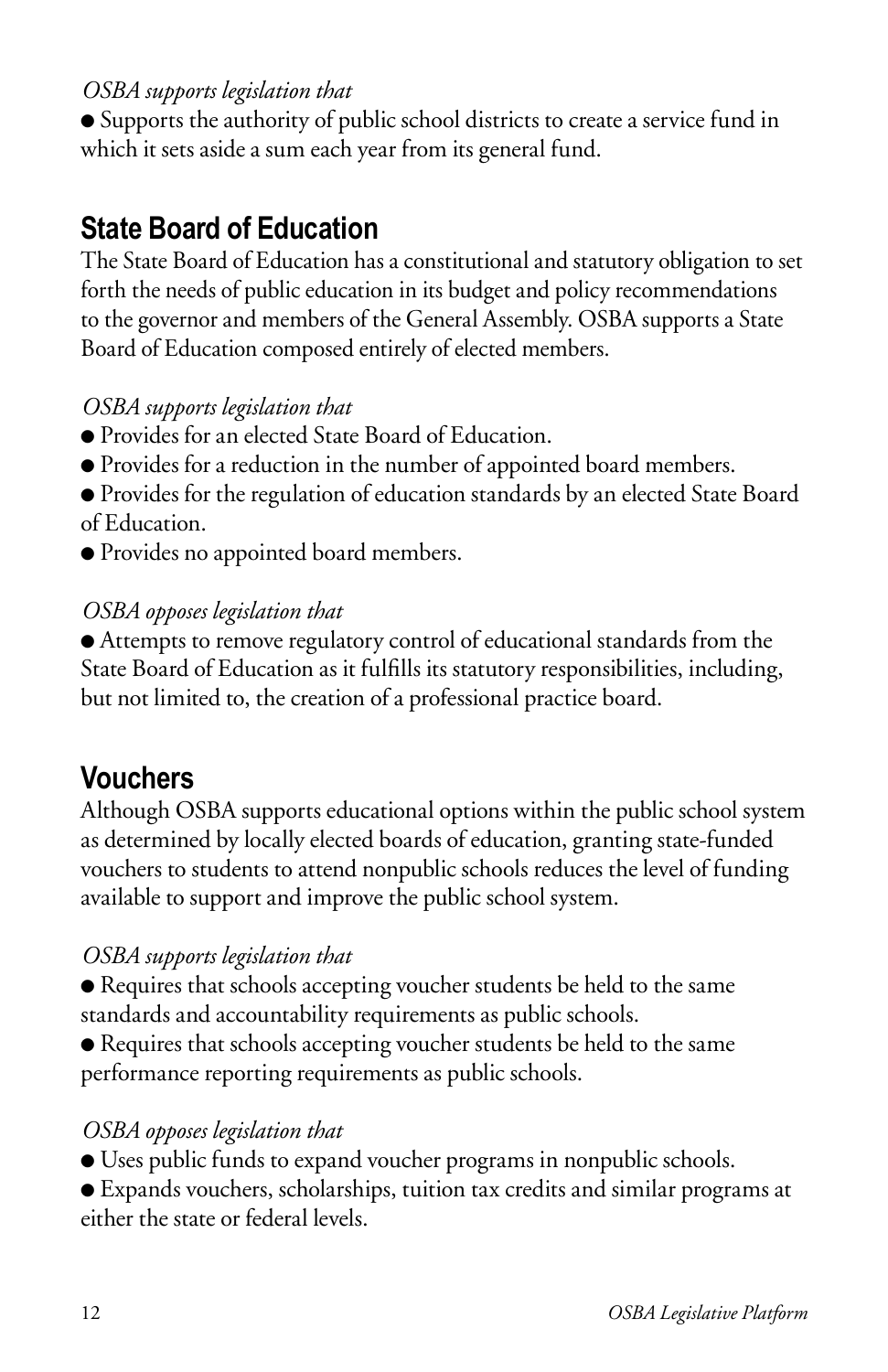*OSBA supports legislation that*

- Supports the authority of public school districts to create a service fund in which it sets aside a sum each year from its general fund.

## State Board of Education

The State Board of Education has a constitutional and statutory obligation to set forth the needs of public education in its budget and policy recommendations to the governor and members of the General Assembly. OSBA supports a State Board of Education composed entirely of elected members.

*OSBA supports legislation that*

- Provides for an elected State Board of Education.
- Provides for a reduction in the number of appointed board members.
- Provides for the regulation of education standards by an elected State Board of Education.
- Provides no appointed board members.

*OSBA opposes legislation that*

- Attempts to remove regulatory control of educational standards from the State Board of Education as it fulfills its statutory responsibilities, including, but not limited to, the creation of a professional practice board.

## Vouchers

Although OSBA supports educational options within the public school system as determined by locally elected boards of education, granting state-funded vouchers to students to attend nonpublic schools reduces the level of funding available to support and improve the public school system.

*OSBA supports legislation that*

- Requires that schools accepting voucher students be held to the same standards and accountability requirements as public schools.
- Requires that schools accepting voucher students be held to the same performance reporting requirements as public schools.

*OSBA opposes legislation that*

- Uses public funds to expand voucher programs in nonpublic schools.
- Expands vouchers, scholarships, tuition tax credits and similar programs at either the state or federal levels.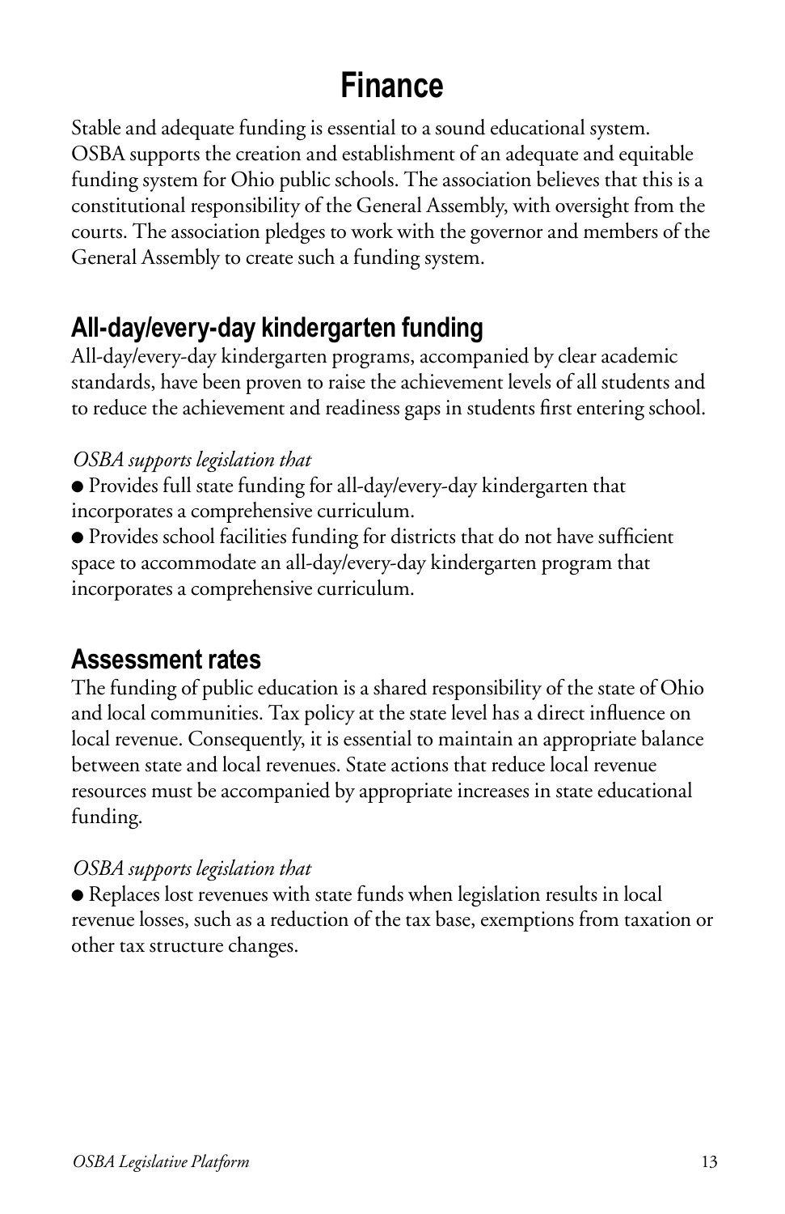# Finance

Stable and adequate funding is essential to a sound educational system. OSBA supports the creation and establishment of an adequate and equitable funding system for Ohio public schools. The association believes that this is a constitutional responsibility of the General Assembly, with oversight from the courts. The association pledges to work with the governor and members of the General Assembly to create such a funding system.

## All-day/every-day kindergarten funding

All-day/every-day kindergarten programs, accompanied by clear academic standards, have been proven to raise the achievement levels of all students and to reduce the achievement and readiness gaps in students first entering school.

*OSBA supports legislation that*

- Provides full state funding for all-day/every-day kindergarten that incorporates a comprehensive curriculum.
- Provides school facilities funding for districts that do not have sufficient space to accommodate an all-day/every-day kindergarten program that incorporates a comprehensive curriculum.

## Assessment rates

The funding of public education is a shared responsibility of the state of Ohio and local communities. Tax policy at the state level has a direct influence on local revenue. Consequently, it is essential to maintain an appropriate balance between state and local revenues. State actions that reduce local revenue resources must be accompanied by appropriate increases in state educational funding.

*OSBA supports legislation that*

- Replaces lost revenues with state funds when legislation results in local revenue losses, such as a reduction of the tax base, exemptions from taxation or other tax structure changes.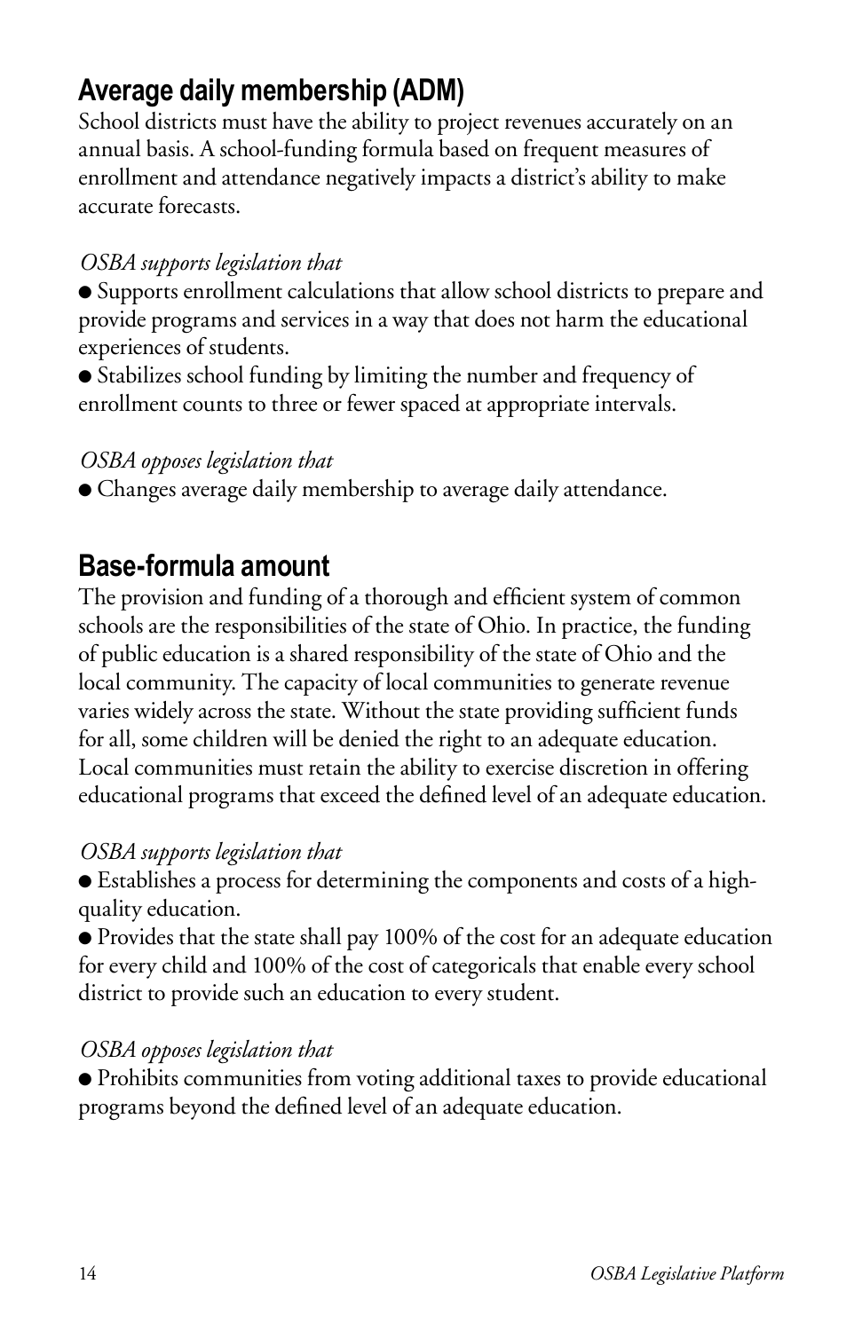## Average daily membership (ADM)

School districts must have the ability to project revenues accurately on an annual basis. A school-funding formula based on frequent measures of enrollment and attendance negatively impacts a district's ability to make accurate forecasts.

*OSBA supports legislation that*

- Supports enrollment calculations that allow school districts to prepare and provide programs and services in a way that does not harm the educational experiences of students.
- Stabilizes school funding by limiting the number and frequency of enrollment counts to three or fewer spaced at appropriate intervals.

*OSBA opposes legislation that*

- Changes average daily membership to average daily attendance.

## Base-formula amount

The provision and funding of a thorough and efficient system of common schools are the responsibilities of the state of Ohio. In practice, the funding of public education is a shared responsibility of the state of Ohio and the local community. The capacity of local communities to generate revenue varies widely across the state. Without the state providing sufficient funds for all, some children will be denied the right to an adequate education. Local communities must retain the ability to exercise discretion in offering educational programs that exceed the defined level of an adequate education.

*OSBA supports legislation that*

- Establishes a process for determining the components and costs of a high-quality education.
- Provides that the state shall pay 100% of the cost for an adequate education for every child and 100% of the cost of categoricals that enable every school district to provide such an education to every student.

*OSBA opposes legislation that*

- Prohibits communities from voting additional taxes to provide educational programs beyond the defined level of an adequate education.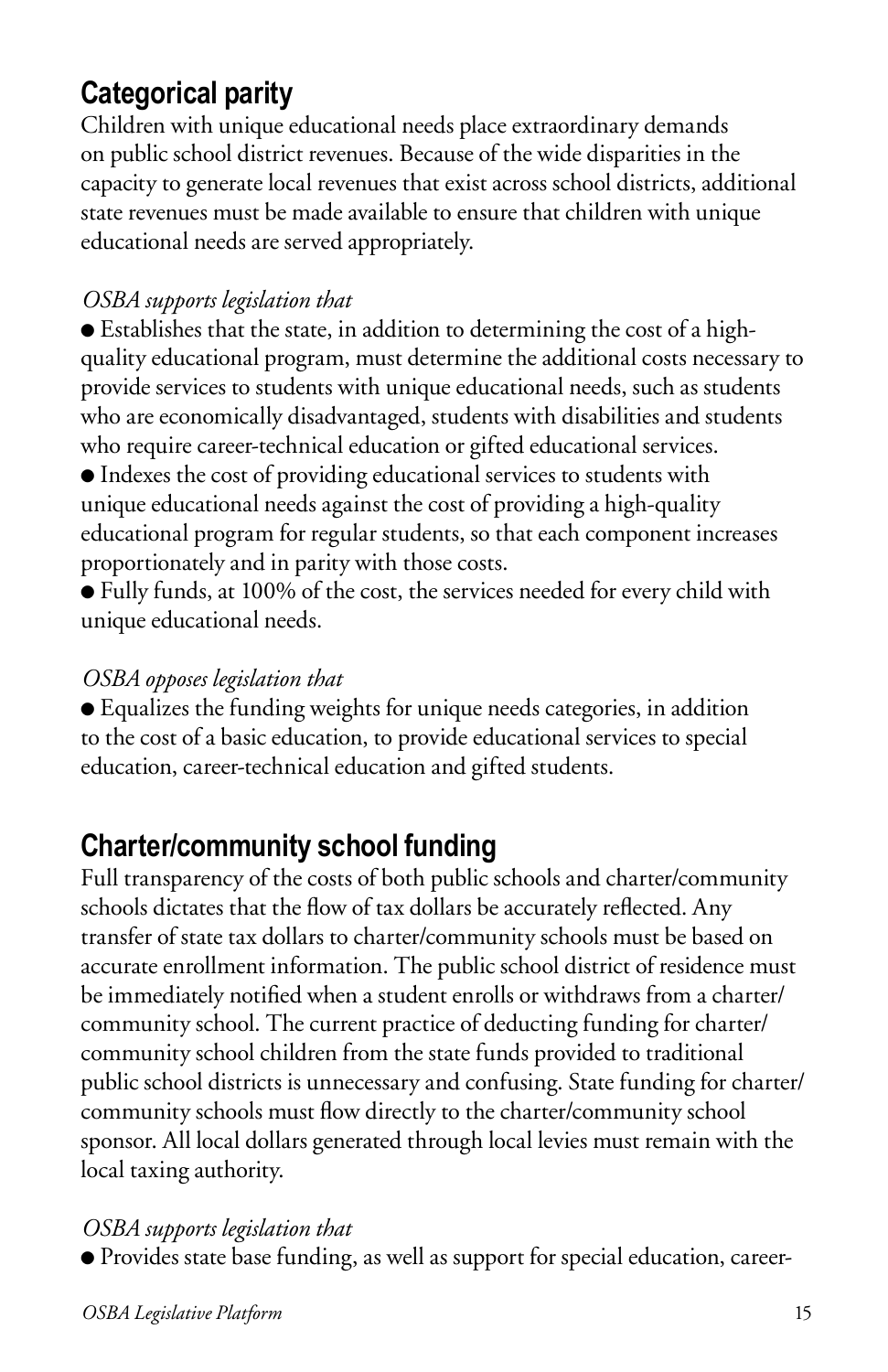## Categorical parity

Children with unique educational needs place extraordinary demands on public school district revenues. Because of the wide disparities in the capacity to generate local revenues that exist across school districts, additional state revenues must be made available to ensure that children with unique educational needs are served appropriately.

*OSBA supports legislation that*

- Establishes that the state, in addition to determining the cost of a high-quality educational program, must determine the additional costs necessary to provide services to students with unique educational needs, such as students who are economically disadvantaged, students with disabilities and students who require career-technical education or gifted educational services.
- Indexes the cost of providing educational services to students with unique educational needs against the cost of providing a high-quality educational program for regular students, so that each component increases proportionately and in parity with those costs.
- Fully funds, at 100% of the cost, the services needed for every child with unique educational needs.

*OSBA opposes legislation that*

- Equalizes the funding weights for unique needs categories, in addition to the cost of a basic education, to provide educational services to special education, career-technical education and gifted students.

## Charter/community school funding

Full transparency of the costs of both public schools and charter/community schools dictates that the flow of tax dollars be accurately reflected. Any transfer of state tax dollars to charter/community schools must be based on accurate enrollment information. The public school district of residence must be immediately notified when a student enrolls or withdraws from a charter/community school. The current practice of deducting funding for charter/community school children from the state funds provided to traditional public school districts is unnecessary and confusing. State funding for charter/community schools must flow directly to the charter/community school sponsor. All local dollars generated through local levies must remain with the local taxing authority.

*OSBA supports legislation that*

- Provides state base funding, as well as support for special education, career-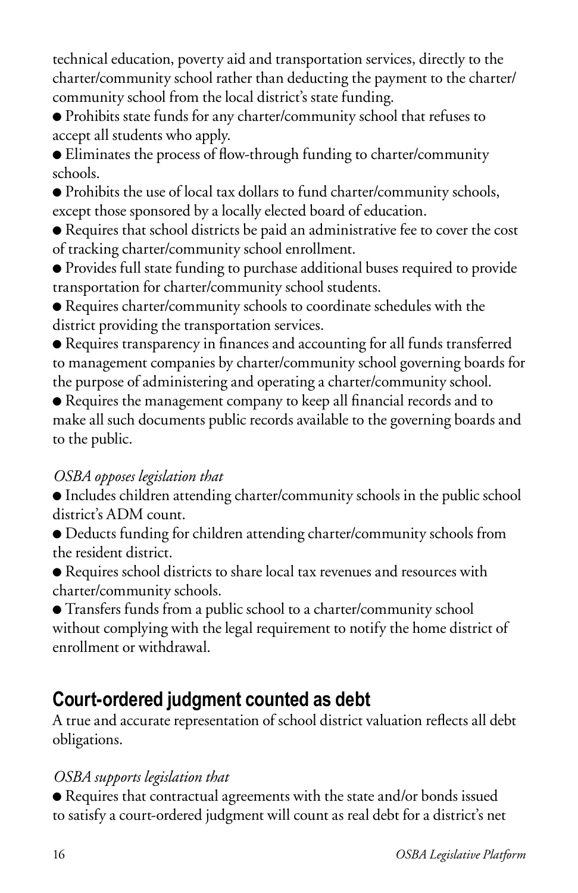technical education, poverty aid and transportation services, directly to the charter/community school rather than deducting the payment to the charter/community school from the local district's state funding.

- Prohibits state funds for any charter/community school that refuses to accept all students who apply.
- Eliminates the process of flow-through funding to charter/community schools.
- Prohibits the use of local tax dollars to fund charter/community schools, except those sponsored by a locally elected board of education.
- Requires that school districts be paid an administrative fee to cover the cost of tracking charter/community school enrollment.
- Provides full state funding to purchase additional buses required to provide transportation for charter/community school students.
- Requires charter/community schools to coordinate schedules with the district providing the transportation services.
- Requires transparency in finances and accounting for all funds transferred to management companies by charter/community school governing boards for the purpose of administering and operating a charter/community school.
- Requires the management company to keep all financial records and to make all such documents public records available to the governing boards and to the public.

*OSBA opposes legislation that*

- Includes children attending charter/community schools in the public school district's ADM count.
- Deducts funding for children attending charter/community schools from the resident district.
- Requires school districts to share local tax revenues and resources with charter/community schools.
- Transfers funds from a public school to a charter/community school without complying with the legal requirement to notify the home district of enrollment or withdrawal.

## Court-ordered judgment counted as debt

A true and accurate representation of school district valuation reflects all debt obligations.

*OSBA supports legislation that*

- Requires that contractual agreements with the state and/or bonds issued to satisfy a court-ordered judgment will count as real debt for a district's net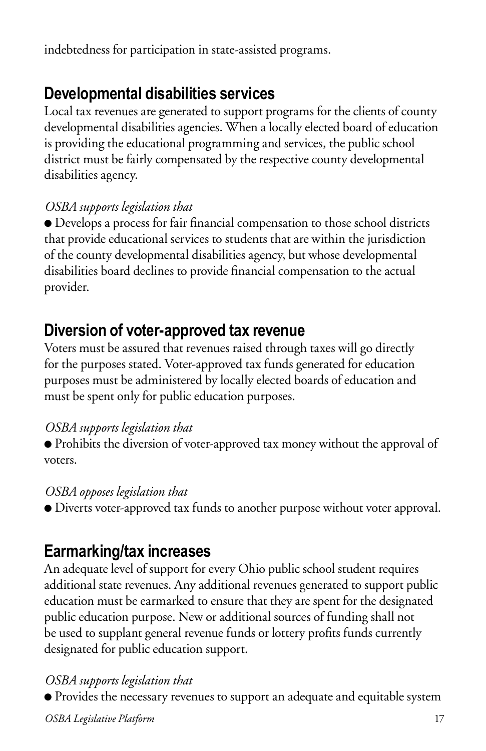indebtedness for participation in state-assisted programs.

## Developmental disabilities services

Local tax revenues are generated to support programs for the clients of county developmental disabilities agencies. When a locally elected board of education is providing the educational programming and services, the public school district must be fairly compensated by the respective county developmental disabilities agency.

*OSBA supports legislation that*

- Develops a process for fair financial compensation to those school districts that provide educational services to students that are within the jurisdiction of the county developmental disabilities agency, but whose developmental disabilities board declines to provide financial compensation to the actual provider.

## Diversion of voter-approved tax revenue

Voters must be assured that revenues raised through taxes will go directly for the purposes stated. Voter-approved tax funds generated for education purposes must be administered by locally elected boards of education and must be spent only for public education purposes.

*OSBA supports legislation that*

- Prohibits the diversion of voter-approved tax money without the approval of voters.

*OSBA opposes legislation that*

- Diverts voter-approved tax funds to another purpose without voter approval.

## Earmarking/tax increases

An adequate level of support for every Ohio public school student requires additional state revenues. Any additional revenues generated to support public education must be earmarked to ensure that they are spent for the designated public education purpose. New or additional sources of funding shall not be used to supplant general revenue funds or lottery profits funds currently designated for public education support.

*OSBA supports legislation that*

- Provides the necessary revenues to support an adequate and equitable system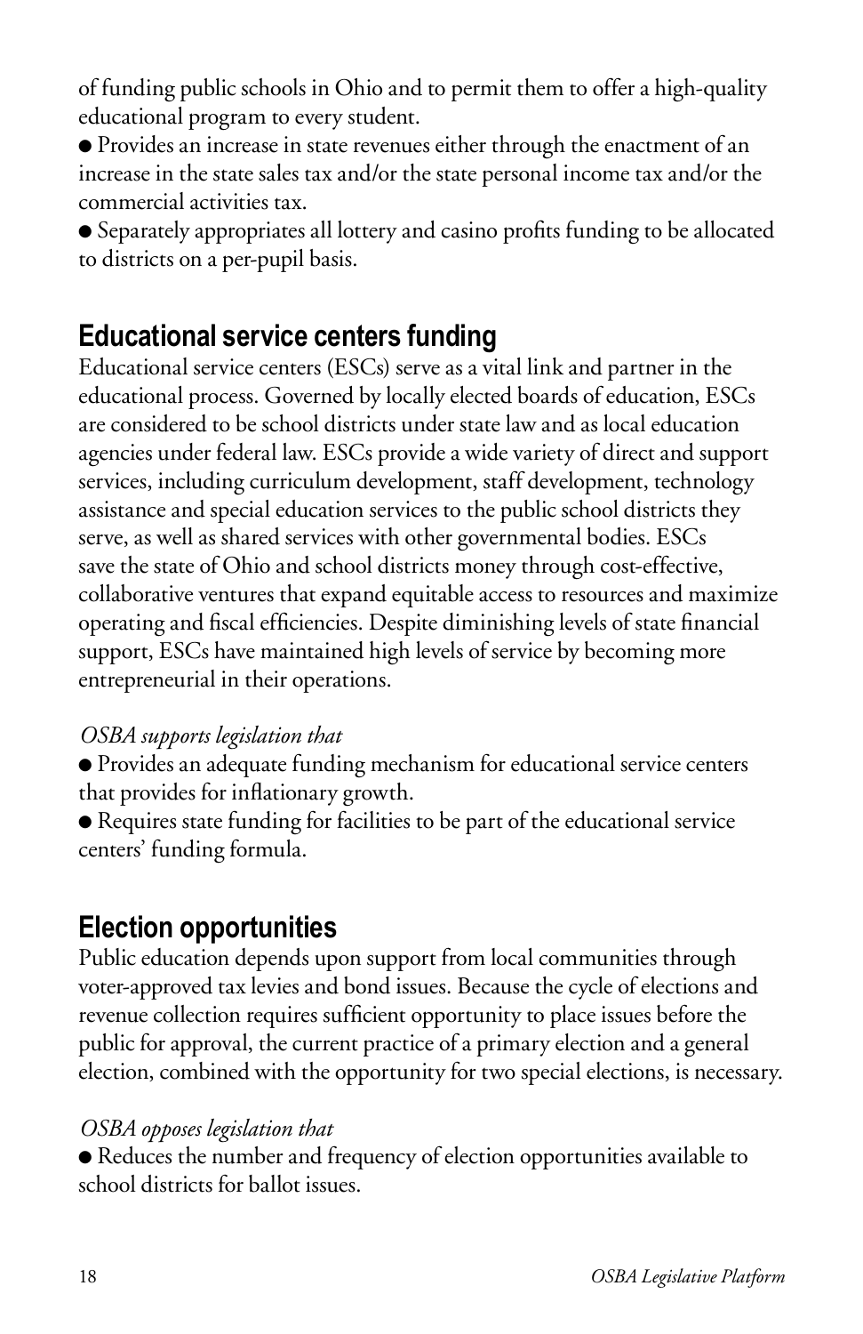of funding public schools in Ohio and to permit them to offer a high-quality educational program to every student.

- Provides an increase in state revenues either through the enactment of an increase in the state sales tax and/or the state personal income tax and/or the commercial activities tax.
- Separately appropriates all lottery and casino profits funding to be allocated to districts on a per-pupil basis.

## Educational service centers funding

Educational service centers (ESCs) serve as a vital link and partner in the educational process. Governed by locally elected boards of education, ESCs are considered to be school districts under state law and as local education agencies under federal law. ESCs provide a wide variety of direct and support services, including curriculum development, staff development, technology assistance and special education services to the public school districts they serve, as well as shared services with other governmental bodies. ESCs save the state of Ohio and school districts money through cost-effective, collaborative ventures that expand equitable access to resources and maximize operating and fiscal efficiencies. Despite diminishing levels of state financial support, ESCs have maintained high levels of service by becoming more entrepreneurial in their operations.

*OSBA supports legislation that*

- Provides an adequate funding mechanism for educational service centers that provides for inflationary growth.
- Requires state funding for facilities to be part of the educational service centers' funding formula.

## Election opportunities

Public education depends upon support from local communities through voter-approved tax levies and bond issues. Because the cycle of elections and revenue collection requires sufficient opportunity to place issues before the public for approval, the current practice of a primary election and a general election, combined with the opportunity for two special elections, is necessary.

*OSBA opposes legislation that*

- Reduces the number and frequency of election opportunities available to school districts for ballot issues.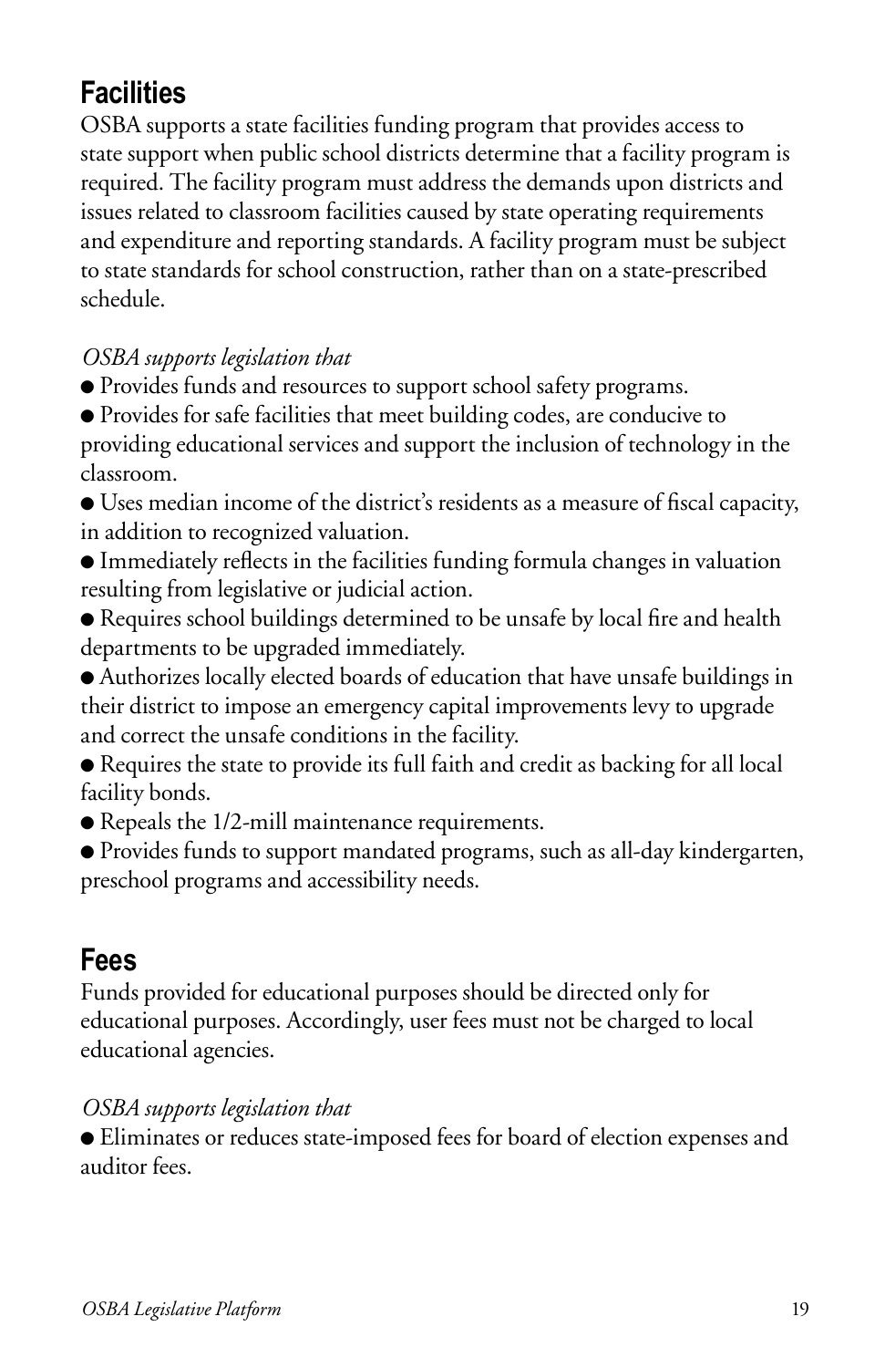## Facilities

OSBA supports a state facilities funding program that provides access to state support when public school districts determine that a facility program is required. The facility program must address the demands upon districts and issues related to classroom facilities caused by state operating requirements and expenditure and reporting standards. A facility program must be subject to state standards for school construction, rather than on a state-prescribed schedule.

*OSBA supports legislation that*

- Provides funds and resources to support school safety programs.
- Provides for safe facilities that meet building codes, are conducive to providing educational services and support the inclusion of technology in the classroom.
- Uses median income of the district's residents as a measure of fiscal capacity, in addition to recognized valuation.
- Immediately reflects in the facilities funding formula changes in valuation resulting from legislative or judicial action.
- Requires school buildings determined to be unsafe by local fire and health departments to be upgraded immediately.
- Authorizes locally elected boards of education that have unsafe buildings in their district to impose an emergency capital improvements levy to upgrade and correct the unsafe conditions in the facility.
- Requires the state to provide its full faith and credit as backing for all local facility bonds.
- Repeals the 1/2-mill maintenance requirements.
- Provides funds to support mandated programs, such as all-day kindergarten, preschool programs and accessibility needs.

## Fees

Funds provided for educational purposes should be directed only for educational purposes. Accordingly, user fees must not be charged to local educational agencies.

*OSBA supports legislation that*

- Eliminates or reduces state-imposed fees for board of election expenses and auditor fees.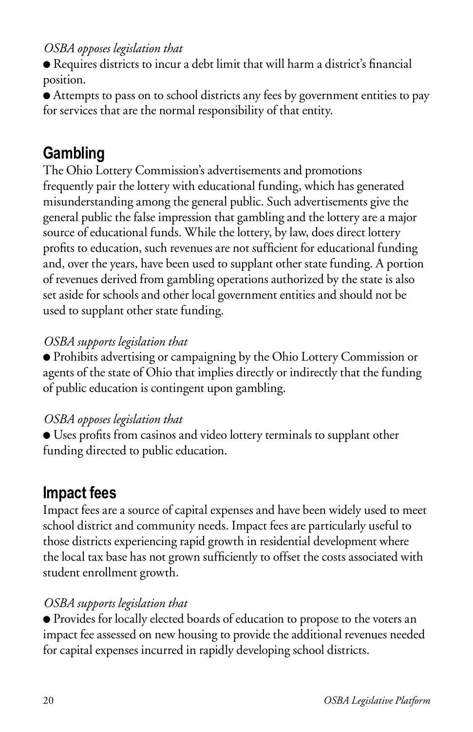*OSBA opposes legislation that*

- Requires districts to incur a debt limit that will harm a district's financial position.
- Attempts to pass on to school districts any fees by government entities to pay for services that are the normal responsibility of that entity.

## Gambling

The Ohio Lottery Commission's advertisements and promotions frequently pair the lottery with educational funding, which has generated misunderstanding among the general public. Such advertisements give the general public the false impression that gambling and the lottery are a major source of educational funds. While the lottery, by law, does direct lottery profits to education, such revenues are not sufficient for educational funding and, over the years, have been used to supplant other state funding. A portion of revenues derived from gambling operations authorized by the state is also set aside for schools and other local government entities and should not be used to supplant other state funding.

*OSBA supports legislation that*

- Prohibits advertising or campaigning by the Ohio Lottery Commission or agents of the state of Ohio that implies directly or indirectly that the funding of public education is contingent upon gambling.

*OSBA opposes legislation that*

- Uses profits from casinos and video lottery terminals to supplant other funding directed to public education.

## Impact fees

Impact fees are a source of capital expenses and have been widely used to meet school district and community needs. Impact fees are particularly useful to those districts experiencing rapid growth in residential development where the local tax base has not grown sufficiently to offset the costs associated with student enrollment growth.

*OSBA supports legislation that*

- Provides for locally elected boards of education to propose to the voters an impact fee assessed on new housing to provide the additional revenues needed for capital expenses incurred in rapidly developing school districts.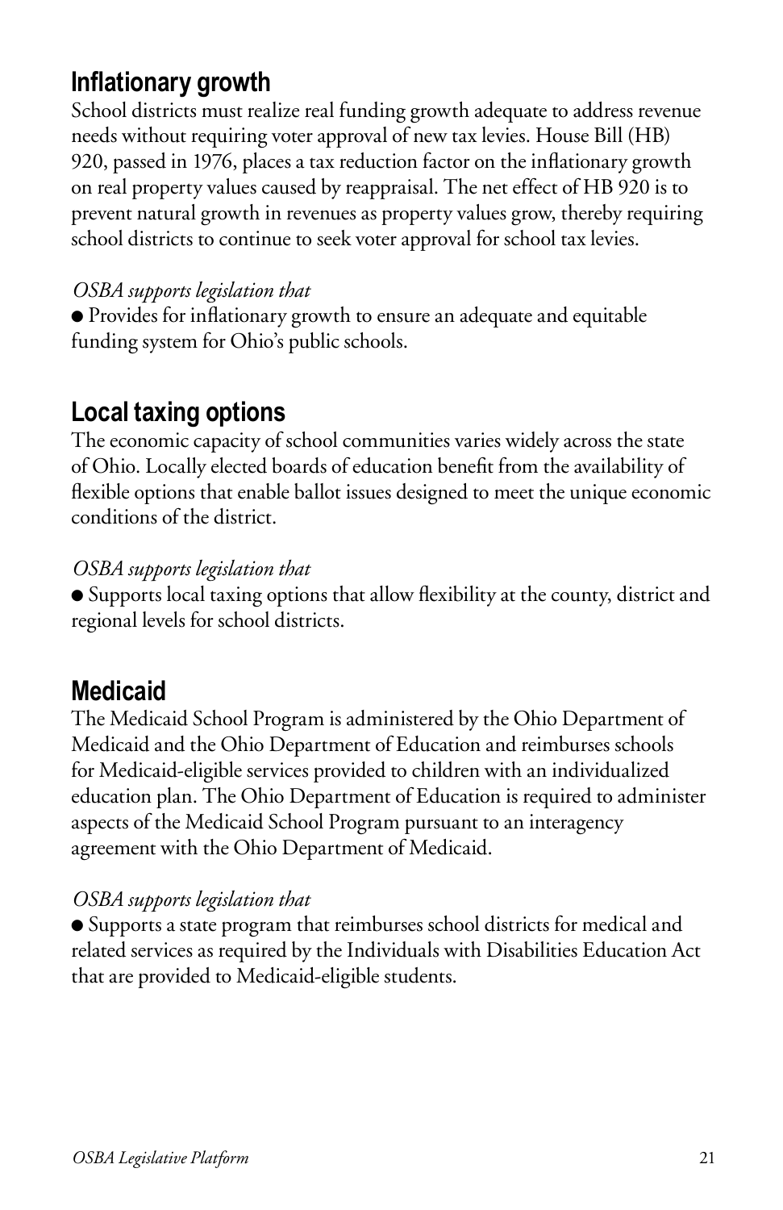## Inflationary growth

School districts must realize real funding growth adequate to address revenue needs without requiring voter approval of new tax levies. House Bill (HB) 920, passed in 1976, places a tax reduction factor on the inflationary growth on real property values caused by reappraisal. The net effect of HB 920 is to prevent natural growth in revenues as property values grow, thereby requiring school districts to continue to seek voter approval for school tax levies.

*OSBA supports legislation that*

- Provides for inflationary growth to ensure an adequate and equitable funding system for Ohio's public schools.

## Local taxing options

The economic capacity of school communities varies widely across the state of Ohio. Locally elected boards of education benefit from the availability of flexible options that enable ballot issues designed to meet the unique economic conditions of the district.

*OSBA supports legislation that*

- Supports local taxing options that allow flexibility at the county, district and regional levels for school districts.

## Medicaid

The Medicaid School Program is administered by the Ohio Department of Medicaid and the Ohio Department of Education and reimburses schools for Medicaid-eligible services provided to children with an individualized education plan. The Ohio Department of Education is required to administer aspects of the Medicaid School Program pursuant to an interagency agreement with the Ohio Department of Medicaid.

*OSBA supports legislation that*

- Supports a state program that reimburses school districts for medical and related services as required by the Individuals with Disabilities Education Act that are provided to Medicaid-eligible students.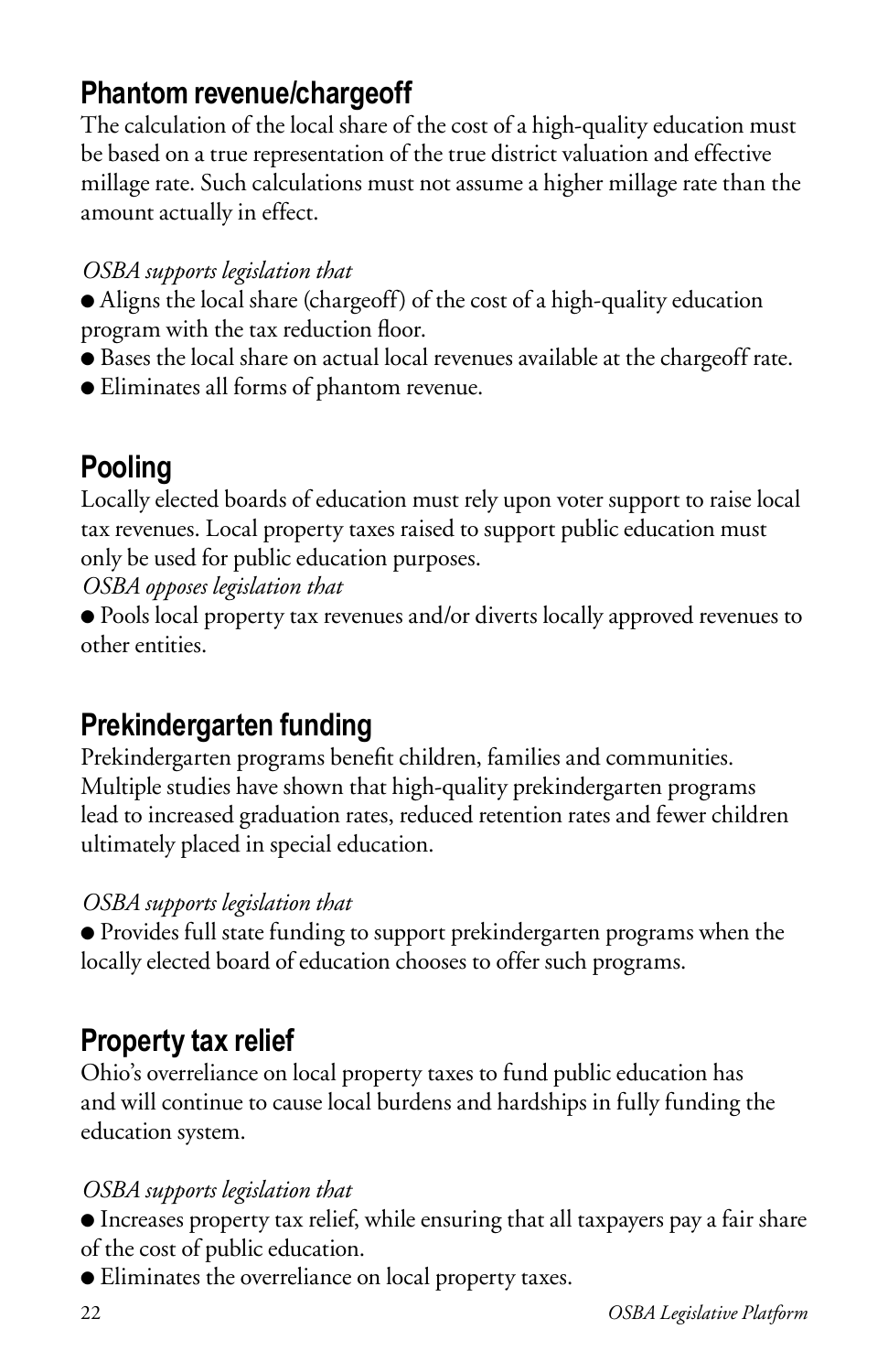## Phantom revenue/chargeoff

The calculation of the local share of the cost of a high-quality education must be based on a true representation of the true district valuation and effective millage rate. Such calculations must not assume a higher millage rate than the amount actually in effect.

*OSBA supports legislation that*

- Aligns the local share (chargeoff) of the cost of a high-quality education program with the tax reduction floor.
- Bases the local share on actual local revenues available at the chargeoff rate.
- Eliminates all forms of phantom revenue.

## Pooling

Locally elected boards of education must rely upon voter support to raise local tax revenues. Local property taxes raised to support public education must only be used for public education purposes.

*OSBA opposes legislation that*

- Pools local property tax revenues and/or diverts locally approved revenues to other entities.

## Prekindergarten funding

Prekindergarten programs benefit children, families and communities. Multiple studies have shown that high-quality prekindergarten programs lead to increased graduation rates, reduced retention rates and fewer children ultimately placed in special education.

*OSBA supports legislation that*

- Provides full state funding to support prekindergarten programs when the locally elected board of education chooses to offer such programs.

## Property tax relief

Ohio's overreliance on local property taxes to fund public education has and will continue to cause local burdens and hardships in fully funding the education system.

*OSBA supports legislation that*

- Increases property tax relief, while ensuring that all taxpayers pay a fair share of the cost of public education.
- Eliminates the overreliance on local property taxes.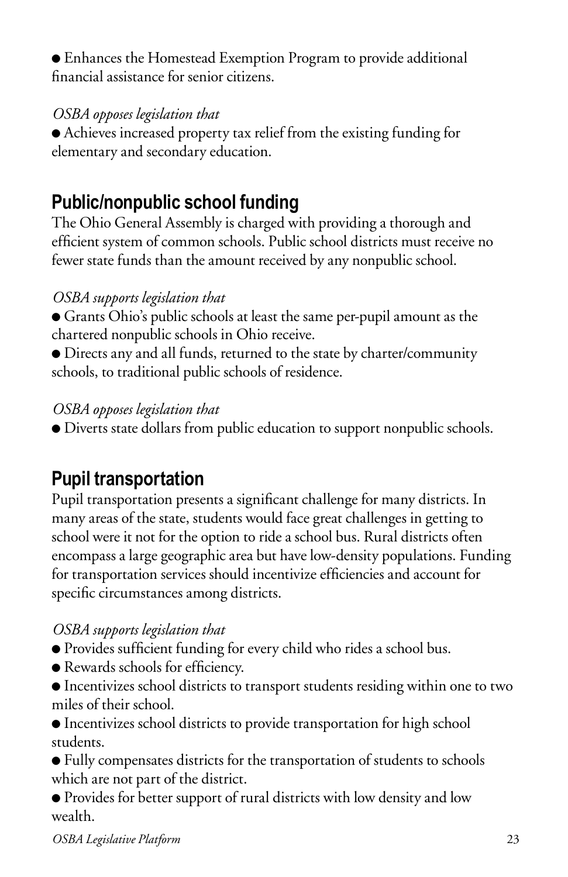- Enhances the Homestead Exemption Program to provide additional financial assistance for senior citizens.

*OSBA opposes legislation that*

- Achieves increased property tax relief from the existing funding for elementary and secondary education.

## Public/nonpublic school funding

The Ohio General Assembly is charged with providing a thorough and efficient system of common schools. Public school districts must receive no fewer state funds than the amount received by any nonpublic school.

*OSBA supports legislation that*

- Grants Ohio's public schools at least the same per-pupil amount as the chartered nonpublic schools in Ohio receive.
- Directs any and all funds, returned to the state by charter/community schools, to traditional public schools of residence.

*OSBA opposes legislation that*

- Diverts state dollars from public education to support nonpublic schools.

## Pupil transportation

Pupil transportation presents a significant challenge for many districts. In many areas of the state, students would face great challenges in getting to school were it not for the option to ride a school bus. Rural districts often encompass a large geographic area but have low-density populations. Funding for transportation services should incentivize efficiencies and account for specific circumstances among districts.

*OSBA supports legislation that*

- Provides sufficient funding for every child who rides a school bus.
- Rewards schools for efficiency.
- Incentivizes school districts to transport students residing within one to two miles of their school.
- Incentivizes school districts to provide transportation for high school students.
- Fully compensates districts for the transportation of students to schools which are not part of the district.
- Provides for better support of rural districts with low density and low wealth.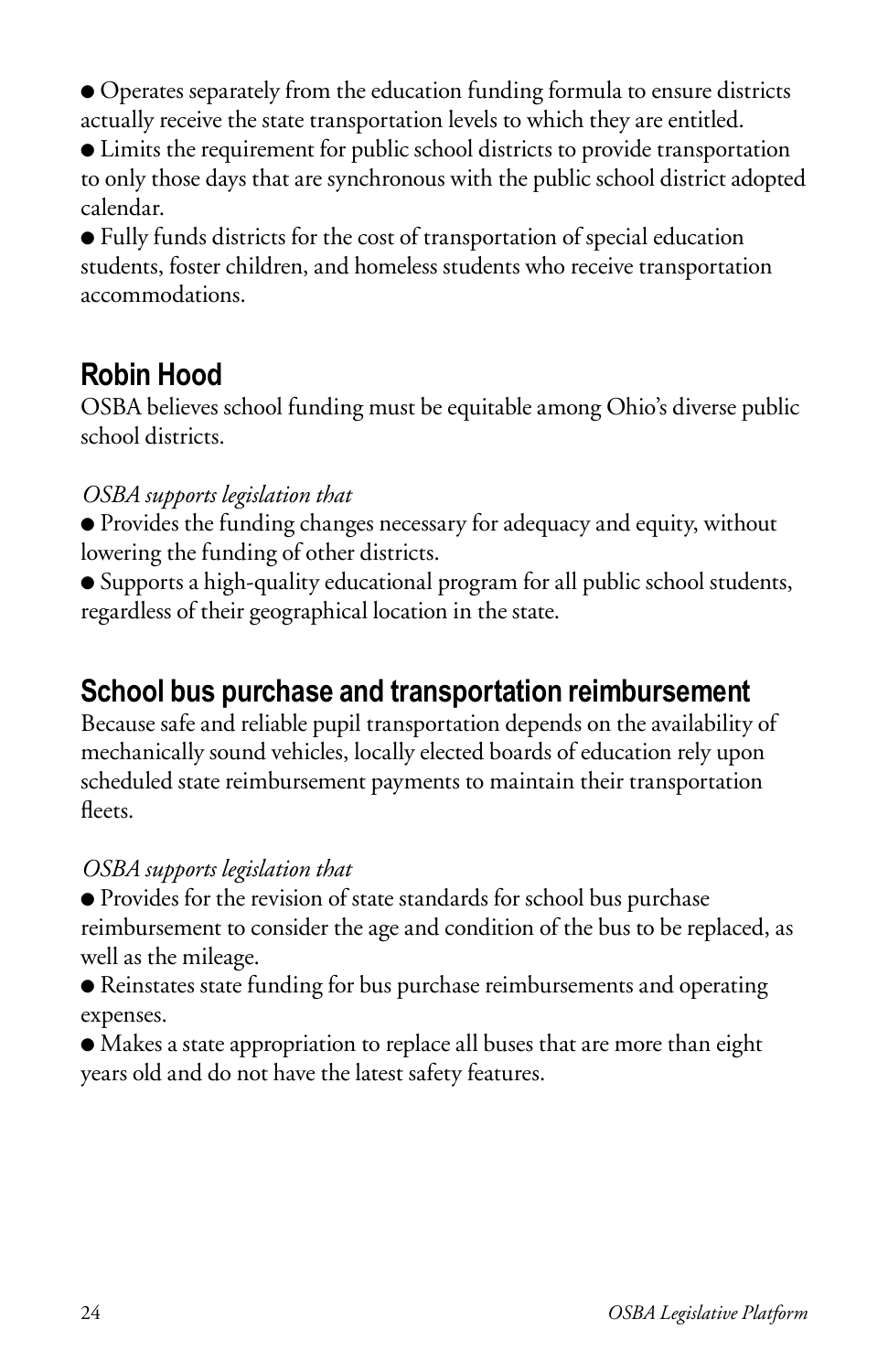- Operates separately from the education funding formula to ensure districts actually receive the state transportation levels to which they are entitled.
- Limits the requirement for public school districts to provide transportation to only those days that are synchronous with the public school district adopted calendar.
- Fully funds districts for the cost of transportation of special education students, foster children, and homeless students who receive transportation accommodations.

## Robin Hood

OSBA believes school funding must be equitable among Ohio's diverse public school districts.

*OSBA supports legislation that*

- Provides the funding changes necessary for adequacy and equity, without lowering the funding of other districts.
- Supports a high-quality educational program for all public school students, regardless of their geographical location in the state.

## School bus purchase and transportation reimbursement

Because safe and reliable pupil transportation depends on the availability of mechanically sound vehicles, locally elected boards of education rely upon scheduled state reimbursement payments to maintain their transportation fleets.

*OSBA supports legislation that*

- Provides for the revision of state standards for school bus purchase reimbursement to consider the age and condition of the bus to be replaced, as well as the mileage.
- Reinstates state funding for bus purchase reimbursements and operating expenses.
- Makes a state appropriation to replace all buses that are more than eight years old and do not have the latest safety features.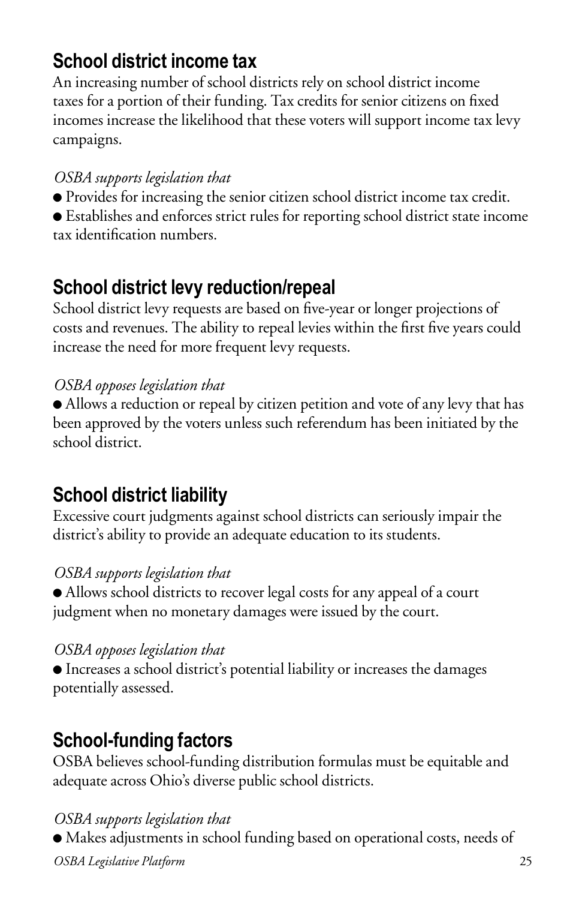## School district income tax

An increasing number of school districts rely on school district income taxes for a portion of their funding. Tax credits for senior citizens on fixed incomes increase the likelihood that these voters will support income tax levy campaigns.

*OSBA supports legislation that*

- Provides for increasing the senior citizen school district income tax credit.
- Establishes and enforces strict rules for reporting school district state income tax identification numbers.

## School district levy reduction/repeal

School district levy requests are based on five-year or longer projections of costs and revenues. The ability to repeal levies within the first five years could increase the need for more frequent levy requests.

*OSBA opposes legislation that*

- Allows a reduction or repeal by citizen petition and vote of any levy that has been approved by the voters unless such referendum has been initiated by the school district.

## School district liability

Excessive court judgments against school districts can seriously impair the district's ability to provide an adequate education to its students.

*OSBA supports legislation that*

- Allows school districts to recover legal costs for any appeal of a court judgment when no monetary damages were issued by the court.

*OSBA opposes legislation that*

- Increases a school district's potential liability or increases the damages potentially assessed.

## School-funding factors

OSBA believes school-funding distribution formulas must be equitable and adequate across Ohio's diverse public school districts.

*OSBA supports legislation that*

- Makes adjustments in school funding based on operational costs, needs of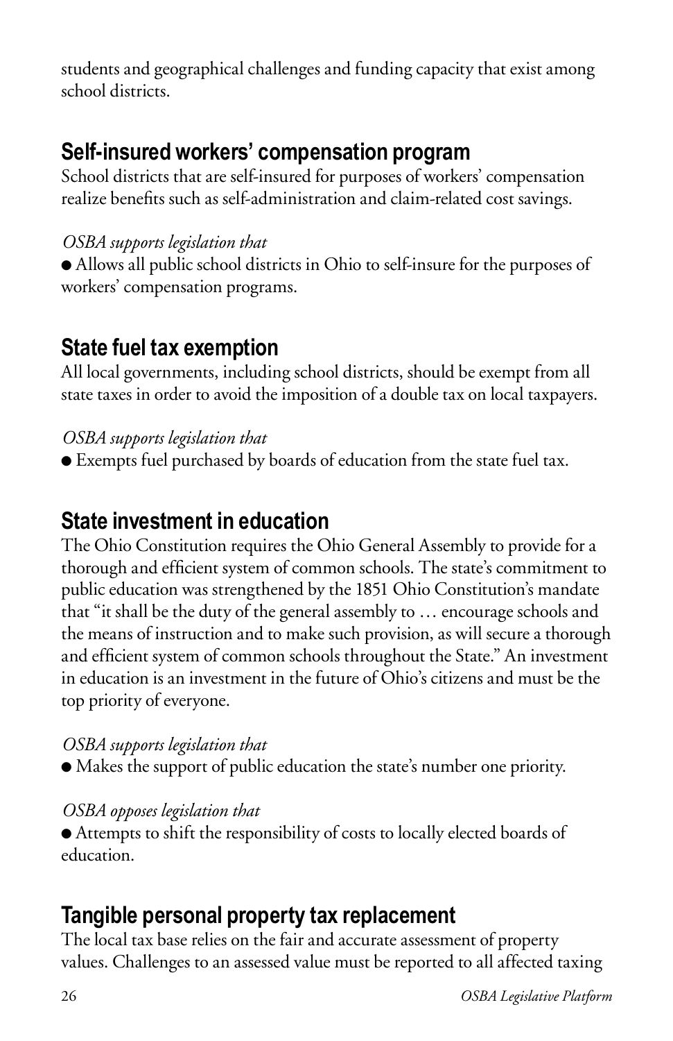students and geographical challenges and funding capacity that exist among school districts.

## Self-insured workers' compensation program

School districts that are self-insured for purposes of workers' compensation realize benefits such as self-administration and claim-related cost savings.

*OSBA supports legislation that*

- Allows all public school districts in Ohio to self-insure for the purposes of workers' compensation programs.

## State fuel tax exemption

All local governments, including school districts, should be exempt from all state taxes in order to avoid the imposition of a double tax on local taxpayers.

*OSBA supports legislation that*

- Exempts fuel purchased by boards of education from the state fuel tax.

## State investment in education

The Ohio Constitution requires the Ohio General Assembly to provide for a thorough and efficient system of common schools. The state's commitment to public education was strengthened by the 1851 Ohio Constitution's mandate that "it shall be the duty of the general assembly to … encourage schools and the means of instruction and to make such provision, as will secure a thorough and efficient system of common schools throughout the State." An investment in education is an investment in the future of Ohio's citizens and must be the top priority of everyone.

*OSBA supports legislation that*

- Makes the support of public education the state's number one priority.

*OSBA opposes legislation that*

- Attempts to shift the responsibility of costs to locally elected boards of education.

## Tangible personal property tax replacement

The local tax base relies on the fair and accurate assessment of property values. Challenges to an assessed value must be reported to all affected taxing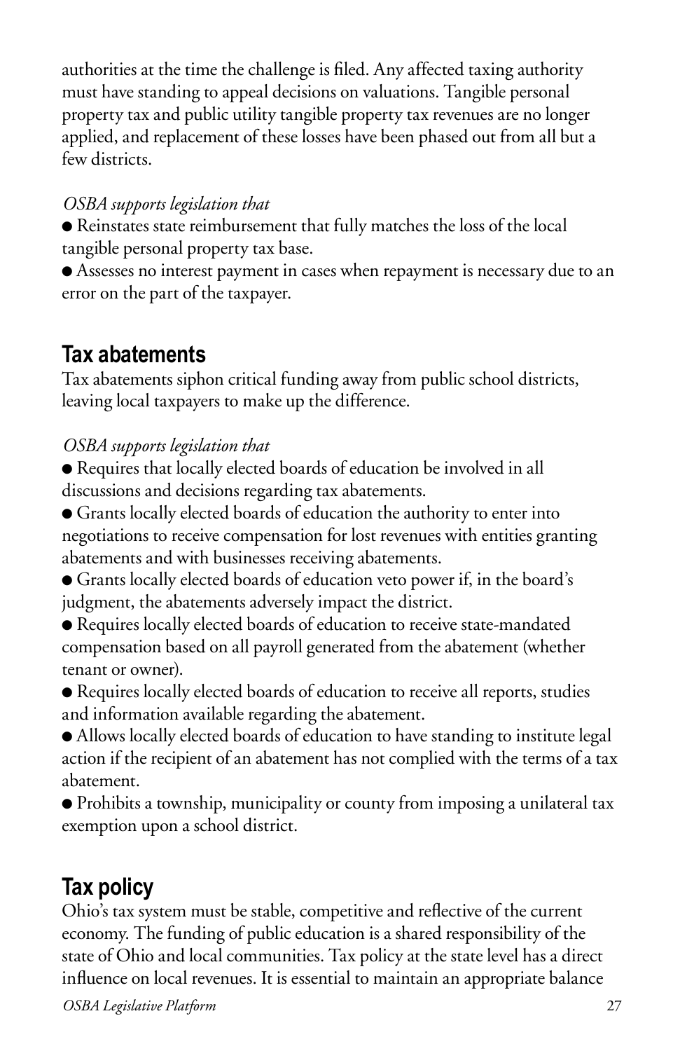authorities at the time the challenge is filed. Any affected taxing authority must have standing to appeal decisions on valuations. Tangible personal property tax and public utility tangible property tax revenues are no longer applied, and replacement of these losses have been phased out from all but a few districts.

*OSBA supports legislation that*

- Reinstates state reimbursement that fully matches the loss of the local tangible personal property tax base.
- Assesses no interest payment in cases when repayment is necessary due to an error on the part of the taxpayer.

## Tax abatements

Tax abatements siphon critical funding away from public school districts, leaving local taxpayers to make up the difference.

*OSBA supports legislation that*

- Requires that locally elected boards of education be involved in all discussions and decisions regarding tax abatements.
- Grants locally elected boards of education the authority to enter into negotiations to receive compensation for lost revenues with entities granting abatements and with businesses receiving abatements.
- Grants locally elected boards of education veto power if, in the board's judgment, the abatements adversely impact the district.
- Requires locally elected boards of education to receive state-mandated compensation based on all payroll generated from the abatement (whether tenant or owner).
- Requires locally elected boards of education to receive all reports, studies and information available regarding the abatement.
- Allows locally elected boards of education to have standing to institute legal action if the recipient of an abatement has not complied with the terms of a tax abatement.
- Prohibits a township, municipality or county from imposing a unilateral tax exemption upon a school district.

## Tax policy

Ohio's tax system must be stable, competitive and reflective of the current economy. The funding of public education is a shared responsibility of the state of Ohio and local communities. Tax policy at the state level has a direct influence on local revenues. It is essential to maintain an appropriate balance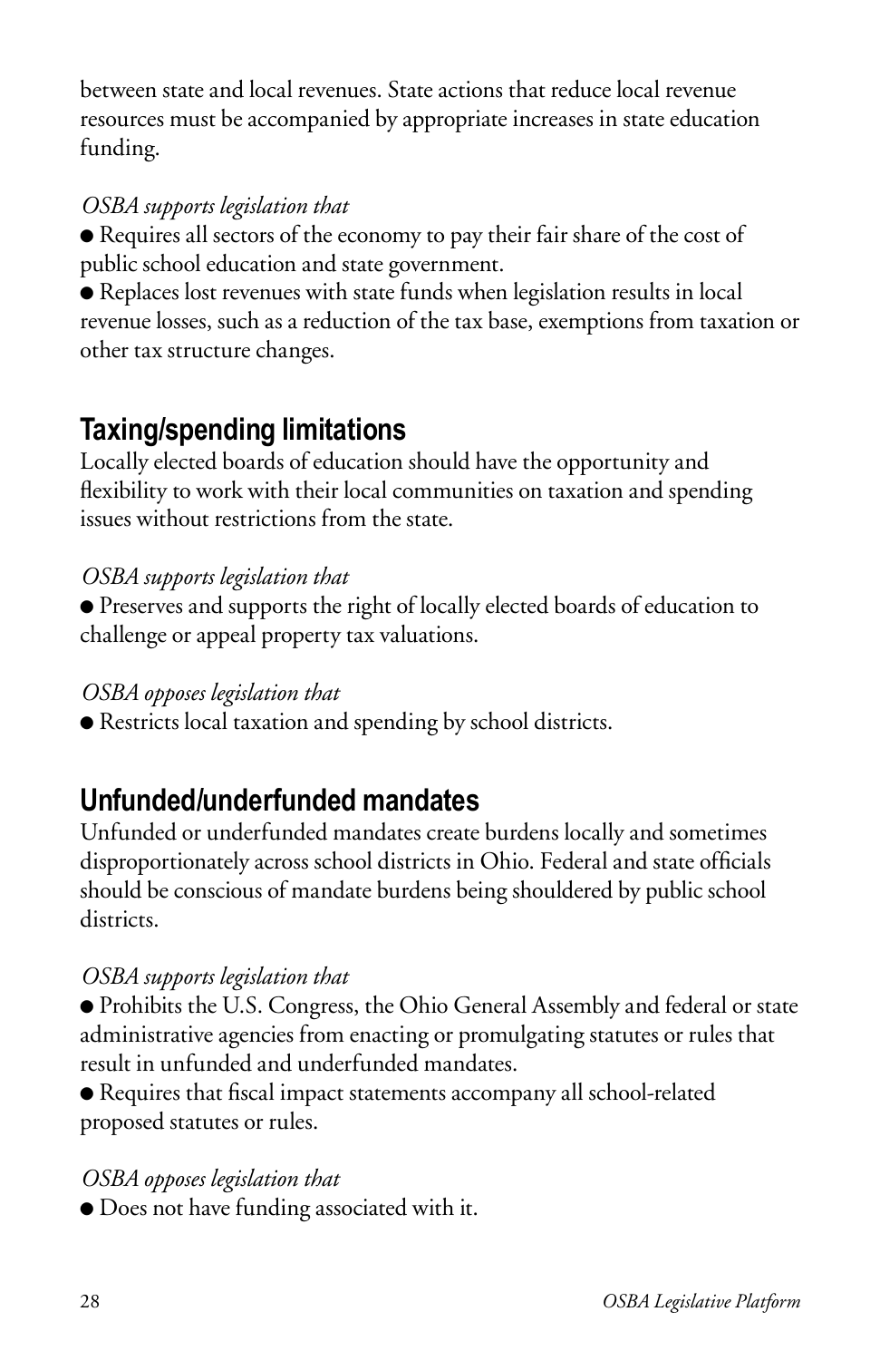between state and local revenues. State actions that reduce local revenue resources must be accompanied by appropriate increases in state education funding.

*OSBA supports legislation that*

- Requires all sectors of the economy to pay their fair share of the cost of public school education and state government.
- Replaces lost revenues with state funds when legislation results in local revenue losses, such as a reduction of the tax base, exemptions from taxation or other tax structure changes.

## Taxing/spending limitations

Locally elected boards of education should have the opportunity and flexibility to work with their local communities on taxation and spending issues without restrictions from the state.

*OSBA supports legislation that*

- Preserves and supports the right of locally elected boards of education to challenge or appeal property tax valuations.

*OSBA opposes legislation that*

- Restricts local taxation and spending by school districts.

## Unfunded/underfunded mandates

Unfunded or underfunded mandates create burdens locally and sometimes disproportionately across school districts in Ohio. Federal and state officials should be conscious of mandate burdens being shouldered by public school districts.

*OSBA supports legislation that*

- Prohibits the U.S. Congress, the Ohio General Assembly and federal or state administrative agencies from enacting or promulgating statutes or rules that result in unfunded and underfunded mandates.
- Requires that fiscal impact statements accompany all school-related proposed statutes or rules.

*OSBA opposes legislation that*

- Does not have funding associated with it.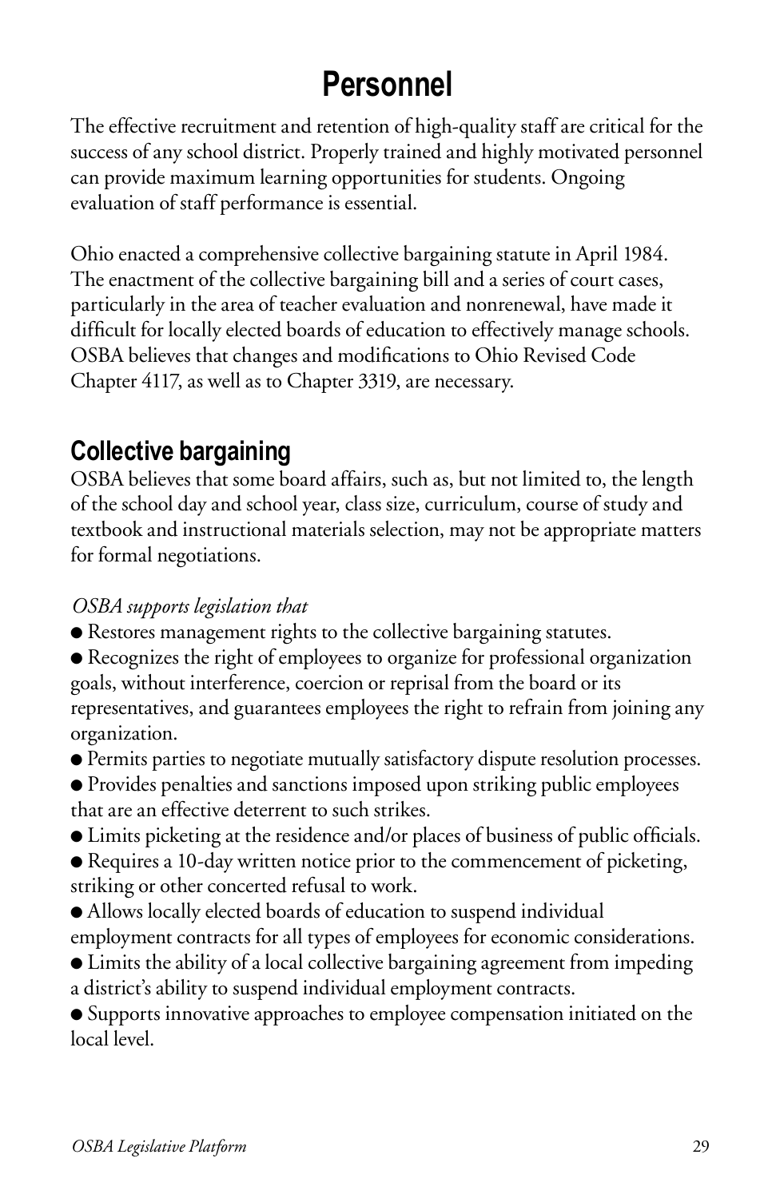# Personnel

The effective recruitment and retention of high-quality staff are critical for the success of any school district. Properly trained and highly motivated personnel can provide maximum learning opportunities for students. Ongoing evaluation of staff performance is essential.

Ohio enacted a comprehensive collective bargaining statute in April 1984. The enactment of the collective bargaining bill and a series of court cases, particularly in the area of teacher evaluation and nonrenewal, have made it difficult for locally elected boards of education to effectively manage schools. OSBA believes that changes and modifications to Ohio Revised Code Chapter 4117, as well as to Chapter 3319, are necessary.

## Collective bargaining

OSBA believes that some board affairs, such as, but not limited to, the length of the school day and school year, class size, curriculum, course of study and textbook and instructional materials selection, may not be appropriate matters for formal negotiations.

*OSBA supports legislation that*

- Restores management rights to the collective bargaining statutes.
- Recognizes the right of employees to organize for professional organization goals, without interference, coercion or reprisal from the board or its representatives, and guarantees employees the right to refrain from joining any organization.
- Permits parties to negotiate mutually satisfactory dispute resolution processes.
- Provides penalties and sanctions imposed upon striking public employees that are an effective deterrent to such strikes.
- Limits picketing at the residence and/or places of business of public officials.
- Requires a 10-day written notice prior to the commencement of picketing, striking or other concerted refusal to work.
- Allows locally elected boards of education to suspend individual employment contracts for all types of employees for economic considerations.
- Limits the ability of a local collective bargaining agreement from impeding a district's ability to suspend individual employment contracts.
- Supports innovative approaches to employee compensation initiated on the local level.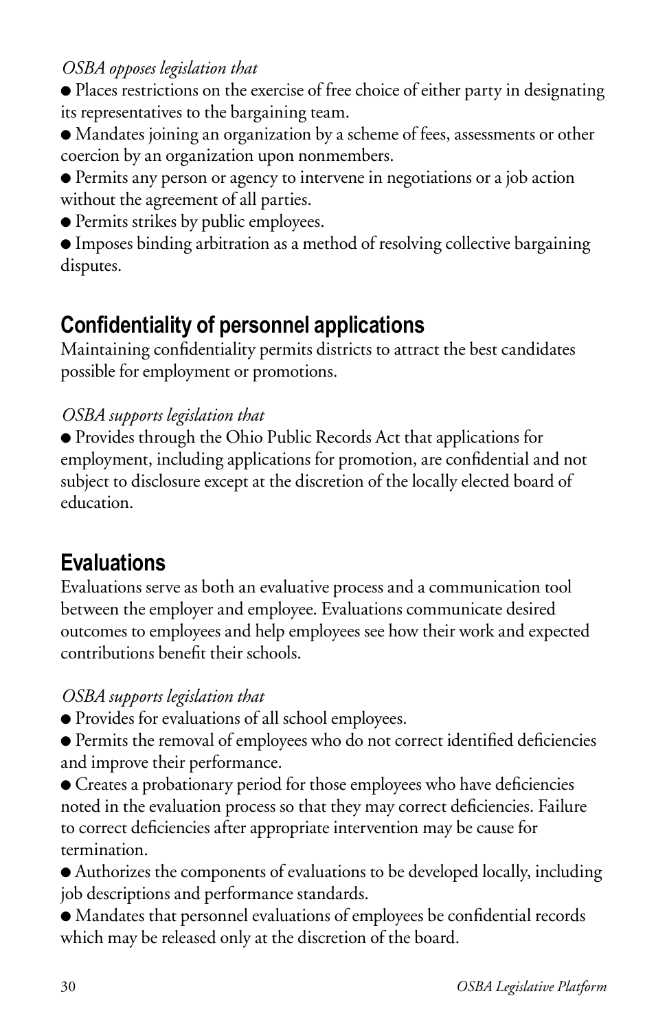*OSBA opposes legislation that*

- Places restrictions on the exercise of free choice of either party in designating its representatives to the bargaining team.
- Mandates joining an organization by a scheme of fees, assessments or other coercion by an organization upon nonmembers.
- Permits any person or agency to intervene in negotiations or a job action without the agreement of all parties.
- Permits strikes by public employees.
- Imposes binding arbitration as a method of resolving collective bargaining disputes.

## Confidentiality of personnel applications

Maintaining confidentiality permits districts to attract the best candidates possible for employment or promotions.

*OSBA supports legislation that*

- Provides through the Ohio Public Records Act that applications for employment, including applications for promotion, are confidential and not subject to disclosure except at the discretion of the locally elected board of education.

## Evaluations

Evaluations serve as both an evaluative process and a communication tool between the employer and employee. Evaluations communicate desired outcomes to employees and help employees see how their work and expected contributions benefit their schools.

*OSBA supports legislation that*

- Provides for evaluations of all school employees.
- Permits the removal of employees who do not correct identified deficiencies and improve their performance.
- Creates a probationary period for those employees who have deficiencies noted in the evaluation process so that they may correct deficiencies. Failure to correct deficiencies after appropriate intervention may be cause for termination.
- Authorizes the components of evaluations to be developed locally, including job descriptions and performance standards.
- Mandates that personnel evaluations of employees be confidential records which may be released only at the discretion of the board.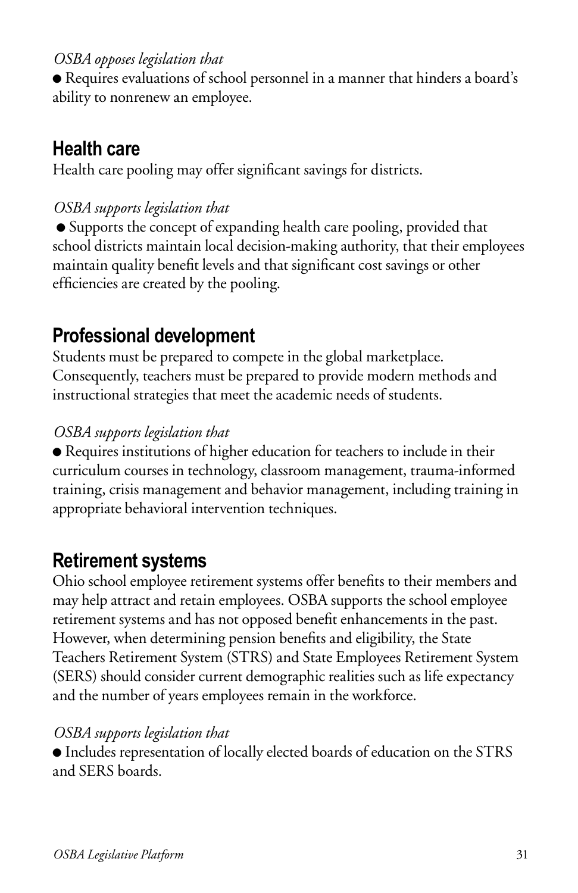*OSBA opposes legislation that*

- Requires evaluations of school personnel in a manner that hinders a board's ability to nonrenew an employee.

## Health care

Health care pooling may offer significant savings for districts.

*OSBA supports legislation that*

- Supports the concept of expanding health care pooling, provided that school districts maintain local decision-making authority, that their employees maintain quality benefit levels and that significant cost savings or other efficiencies are created by the pooling.

## Professional development

Students must be prepared to compete in the global marketplace. Consequently, teachers must be prepared to provide modern methods and instructional strategies that meet the academic needs of students.

*OSBA supports legislation that*

- Requires institutions of higher education for teachers to include in their curriculum courses in technology, classroom management, trauma-informed training, crisis management and behavior management, including training in appropriate behavioral intervention techniques.

## Retirement systems

Ohio school employee retirement systems offer benefits to their members and may help attract and retain employees. OSBA supports the school employee retirement systems and has not opposed benefit enhancements in the past. However, when determining pension benefits and eligibility, the State Teachers Retirement System (STRS) and State Employees Retirement System (SERS) should consider current demographic realities such as life expectancy and the number of years employees remain in the workforce.

*OSBA supports legislation that*

- Includes representation of locally elected boards of education on the STRS and SERS boards.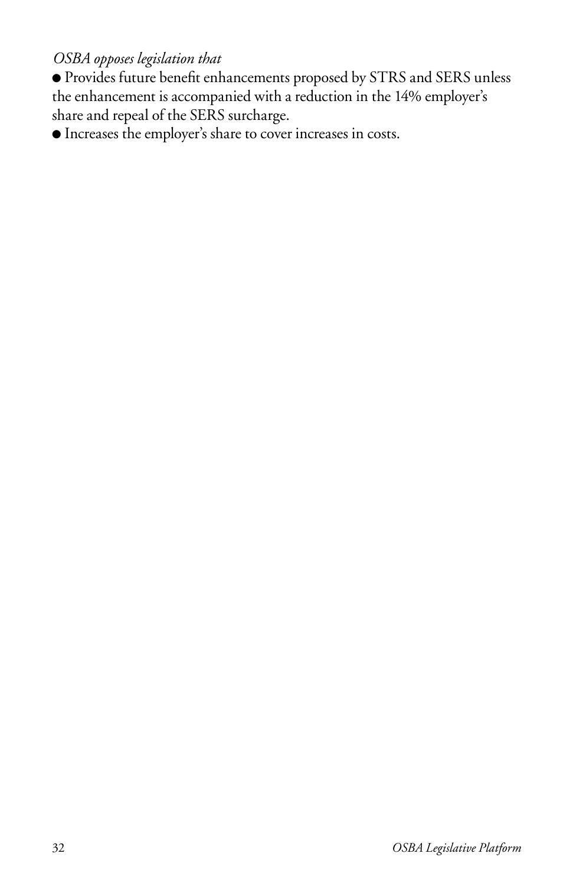*OSBA opposes legislation that*

- Provides future benefit enhancements proposed by STRS and SERS unless the enhancement is accompanied with a reduction in the 14% employer's share and repeal of the SERS surcharge.
- Increases the employer's share to cover increases in costs.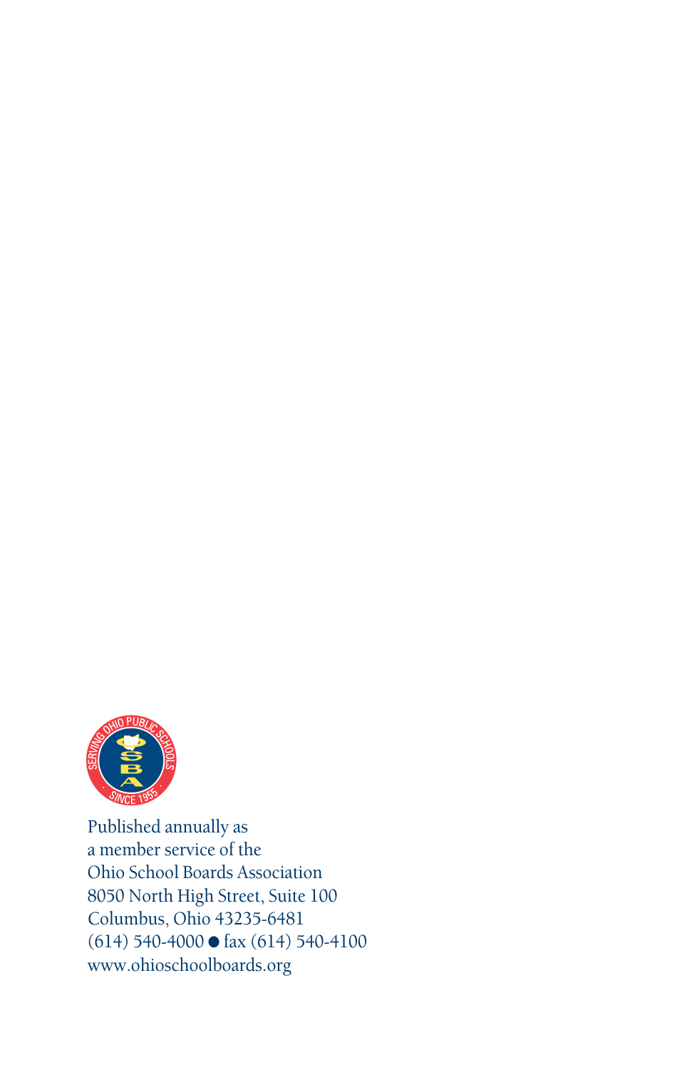Published annually as
a member service of the
Ohio School Boards Association
8050 North High Street, Suite 100
Columbus, Ohio 43235-6481
(614) 540-4000 ● fax (614) 540-4100
www.ohioschoolboards.org